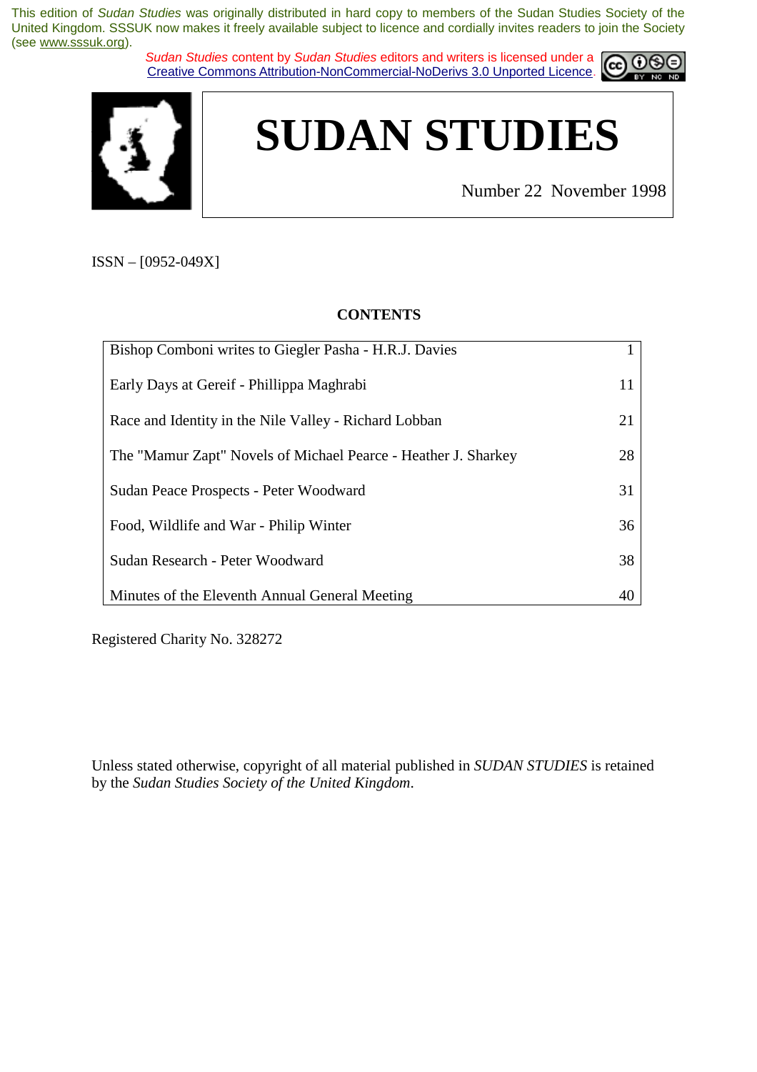This edition of *Sudan Studies* was originally distributed in hard copy to members of the Sudan Studies Society of the United Kingdom. SSSUK now makes it freely available subject to licence and cordially invites readers to join the Society (see www.sssuk.org).

*Sudan Studies* content by *Sudan Studies* editors and writers is licensed under a Creative Commons Attribution-NonCommercial-NoDerivs 3.0 Unported Licence.

# SUDAN STUDIES

Number 22 November 1998

ISSN – [0952-049X]

**CONTENTS**

| | |
|---|---|
| Bishop Comboni writes to Giegler Pasha - H.R.J. Davies | 1 |
| Early Days at Gereif - Phillippa Maghrabi | 11 |
| Race and Identity in the Nile Valley - Richard Lobban | 21 |
| The "Mamur Zapt" Novels of Michael Pearce - Heather J. Sharkey | 28 |
| Sudan Peace Prospects - Peter Woodward | 31 |
| Food, Wildlife and War - Philip Winter | 36 |
| Sudan Research - Peter Woodward | 38 |
| Minutes of the Eleventh Annual General Meeting | 40 |

Registered Charity No. 328272

Unless stated otherwise, copyright of all material published in *SUDAN STUDIES* is retained by the *Sudan Studies Society of the United Kingdom*.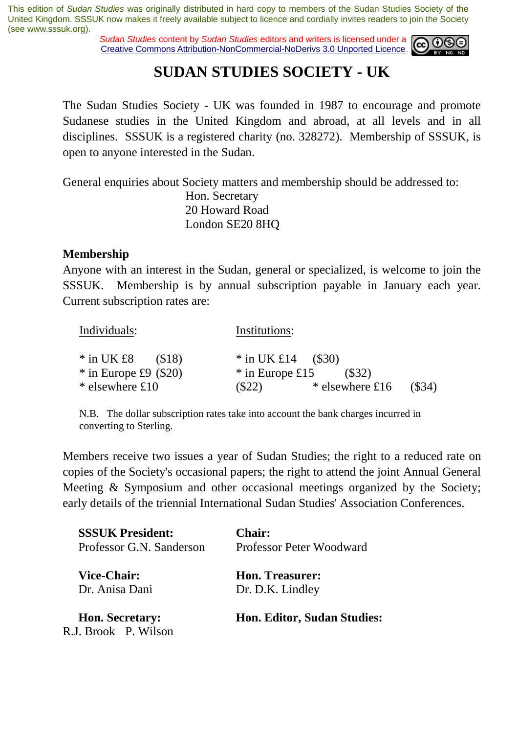This edition of *Sudan Studies* was originally distributed in hard copy to members of the Sudan Studies Society of the United Kingdom. SSSUK now makes it freely available subject to licence and cordially invites readers to join the Society (see www.sssuk.org).

*Sudan Studies* content by *Sudan Studies* editors and writers is licensed under a Creative Commons Attribution-NonCommercial-NoDerivs 3.0 Unported Licence.

# SUDAN STUDIES SOCIETY - UK

The Sudan Studies Society - UK was founded in 1987 to encourage and promote Sudanese studies in the United Kingdom and abroad, at all levels and in all disciplines. SSSUK is a registered charity (no. 328272). Membership of SSSUK, is open to anyone interested in the Sudan.

General enquiries about Society matters and membership should be addressed to:

Hon. Secretary
20 Howard Road
London SE20 8HQ

**Membership**

Anyone with an interest in the Sudan, general or specialized, is welcome to join the SSSUK. Membership is by annual subscription payable in January each year. Current subscription rates are:

| Individuals: | Institutions: |
|---|---|
| * in UK £8 ($18) | * in UK £14 ($30) |
| * in Europe £9 ($20) | * in Europe £15 ($32) |
| * elsewhere £10 ($22) | * elsewhere £16 ($34) |

N.B. The dollar subscription rates take into account the bank charges incurred in converting to Sterling.

Members receive two issues a year of Sudan Studies; the right to a reduced rate on copies of the Society's occasional papers; the right to attend the joint Annual General Meeting & Symposium and other occasional meetings organized by the Society; early details of the triennial International Sudan Studies' Association Conferences.

**SSSUK President:**
Professor G.N. Sanderson

**Chair:**
Professor Peter Woodward

**Vice-Chair:**
Dr. Anisa Dani

**Hon. Treasurer:**
Dr. D.K. Lindley

**Hon. Secretary:**
R.J. Brook

**Hon. Editor, Sudan Studies:**
P. Wilson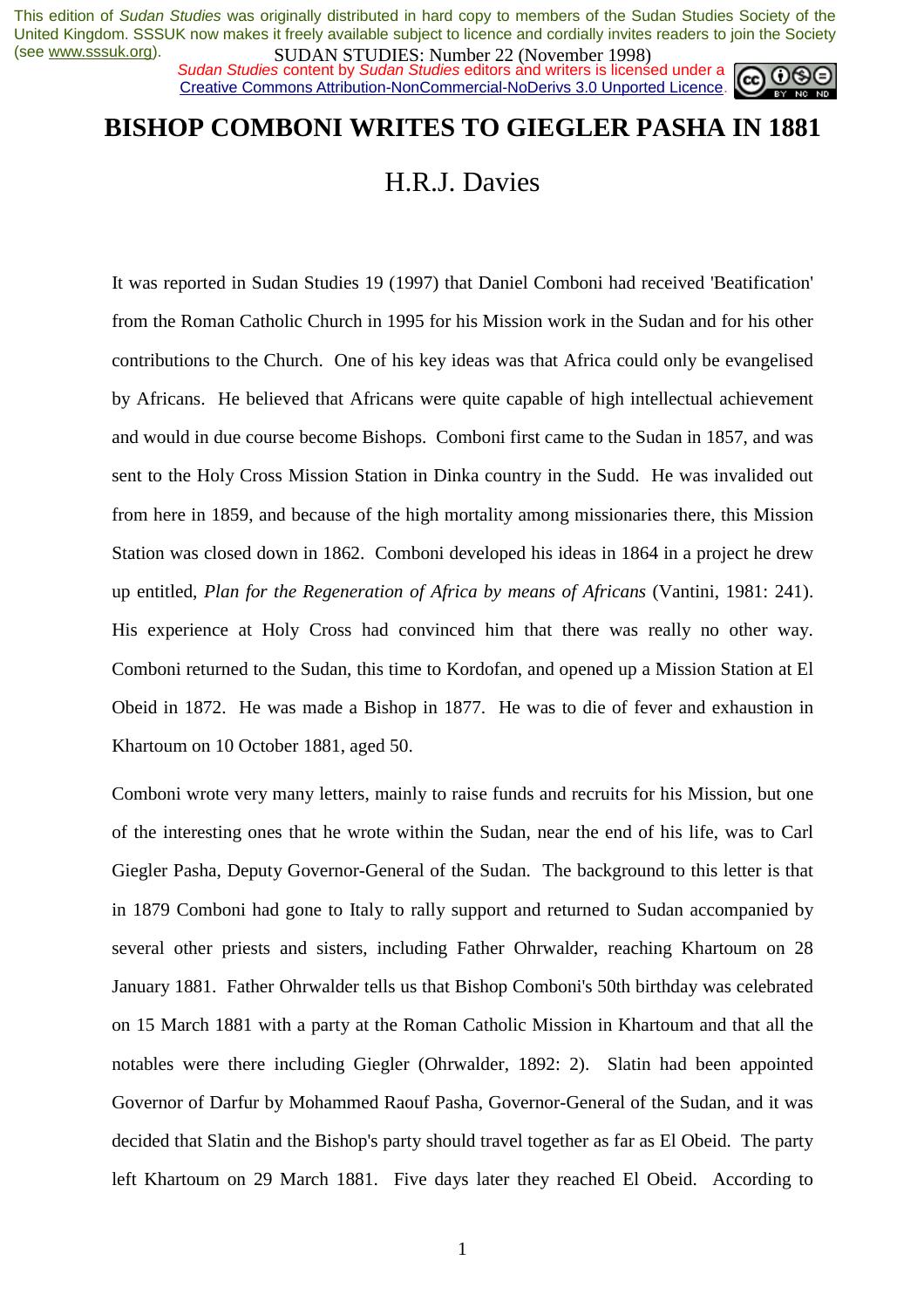This edition of *Sudan Studies* was originally distributed in hard copy to members of the Sudan Studies Society of the United Kingdom. SSSUK now makes it freely available subject to licence and cordially invites readers to join the Society (see www.sssuk.org).

SUDAN STUDIES: Number 22 (November 1998)

*Sudan Studies* content by *Sudan Studies* editors and writers is licensed under a Creative Commons Attribution-NonCommercial-NoDerivs 3.0 Unported Licence.

# BISHOP COMBONI WRITES TO GIEGLER PASHA IN 1881

## H.R.J. Davies

It was reported in Sudan Studies 19 (1997) that Daniel Comboni had received 'Beatification' from the Roman Catholic Church in 1995 for his Mission work in the Sudan and for his other contributions to the Church. One of his key ideas was that Africa could only be evangelised by Africans. He believed that Africans were quite capable of high intellectual achievement and would in due course become Bishops. Comboni first came to the Sudan in 1857, and was sent to the Holy Cross Mission Station in Dinka country in the Sudd. He was invalided out from here in 1859, and because of the high mortality among missionaries there, this Mission Station was closed down in 1862. Comboni developed his ideas in 1864 in a project he drew up entitled, *Plan for the Regeneration of Africa by means of Africans* (Vantini, 1981: 241). His experience at Holy Cross had convinced him that there was really no other way. Comboni returned to the Sudan, this time to Kordofan, and opened up a Mission Station at El Obeid in 1872. He was made a Bishop in 1877. He was to die of fever and exhaustion in Khartoum on 10 October 1881, aged 50.

Comboni wrote very many letters, mainly to raise funds and recruits for his Mission, but one of the interesting ones that he wrote within the Sudan, near the end of his life, was to Carl Giegler Pasha, Deputy Governor-General of the Sudan. The background to this letter is that in 1879 Comboni had gone to Italy to rally support and returned to Sudan accompanied by several other priests and sisters, including Father Ohrwalder, reaching Khartoum on 28 January 1881. Father Ohrwalder tells us that Bishop Comboni's 50th birthday was celebrated on 15 March 1881 with a party at the Roman Catholic Mission in Khartoum and that all the notables were there including Giegler (Ohrwalder, 1892: 2). Slatin had been appointed Governor of Darfur by Mohammed Raouf Pasha, Governor-General of the Sudan, and it was decided that Slatin and the Bishop's party should travel together as far as El Obeid. The party left Khartoum on 29 March 1881. Five days later they reached El Obeid. According to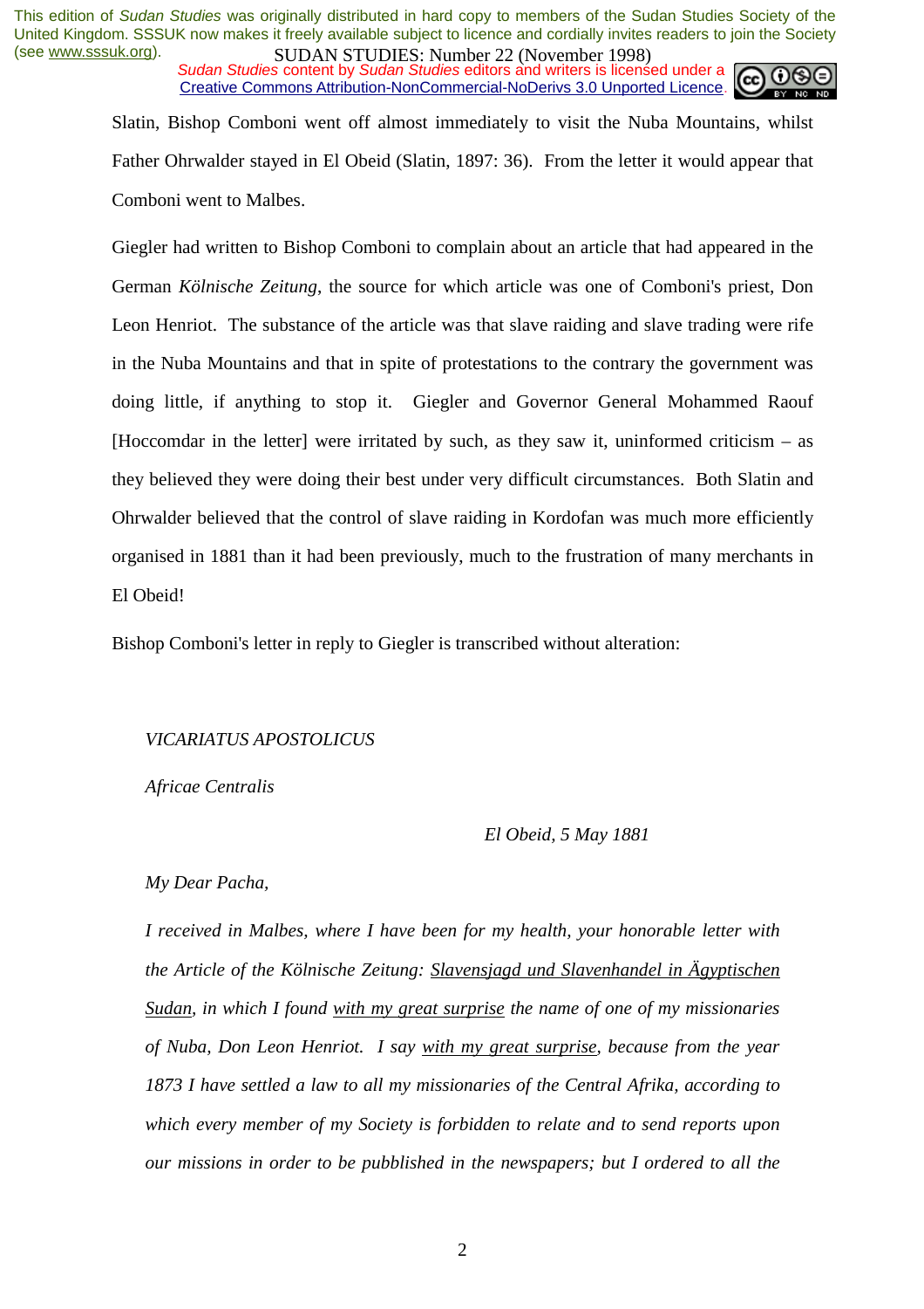Slatin, Bishop Comboni went off almost immediately to visit the Nuba Mountains, whilst Father Ohrwalder stayed in El Obeid (Slatin, 1897: 36). From the letter it would appear that Comboni went to Malbes.

Giegler had written to Bishop Comboni to complain about an article that had appeared in the German *Kölnische Zeitung*, the source for which article was one of Comboni's priest, Don Leon Henriot. The substance of the article was that slave raiding and slave trading were rife in the Nuba Mountains and that in spite of protestations to the contrary the government was doing little, if anything to stop it. Giegler and Governor General Mohammed Raouf [Hoccomdar in the letter] were irritated by such, as they saw it, uninformed criticism – as they believed they were doing their best under very difficult circumstances. Both Slatin and Ohrwalder believed that the control of slave raiding in Kordofan was much more efficiently organised in 1881 than it had been previously, much to the frustration of many merchants in El Obeid!

Bishop Comboni's letter in reply to Giegler is transcribed without alteration:

*VICARIATUS APOSTOLICUS*

*Africae Centralis*

*El Obeid, 5 May 1881*

*My Dear Pacha,*

*I received in Malbes, where I have been for my health, your honorable letter with the Article of the Kölnische Zeitung: <u>Slavensjagd und Slavenhandel in Ägyptischen Sudan</u>, in which I found <u>with my great surprise</u> the name of one of my missionaries of Nuba, Don Leon Henriot. I say <u>with my great surprise</u>, because from the year 1873 I have settled a law to all my missionaries of the Central Afrika, according to which every member of my Society is forbidden to relate and to send reports upon our missions in order to be pubblished in the newspapers; but I ordered to all the*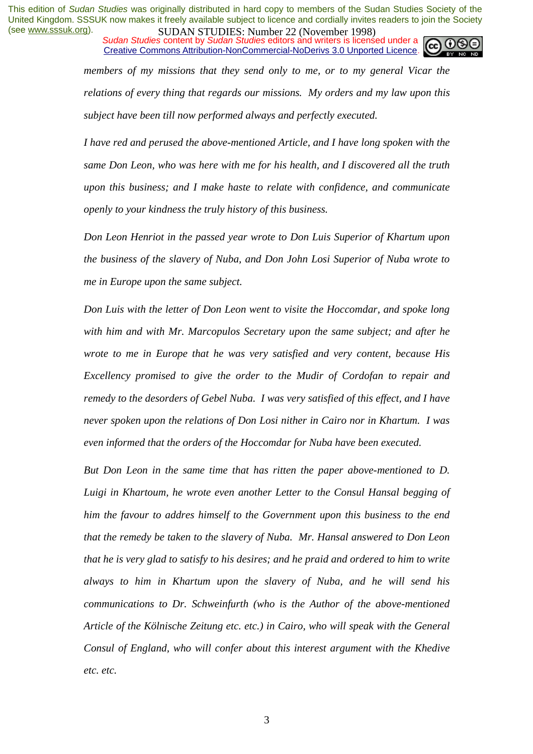*members of my missions that they send only to me, or to my general Vicar the relations of every thing that regards our missions. My orders and my law upon this subject have been till now performed always and perfectly executed.*

*I have red and perused the above-mentioned Article, and I have long spoken with the same Don Leon, who was here with me for his health, and I discovered all the truth upon this business; and I make haste to relate with confidence, and communicate openly to your kindness the truly history of this business.*

*Don Leon Henriot in the passed year wrote to Don Luis Superior of Khartum upon the business of the slavery of Nuba, and Don John Losi Superior of Nuba wrote to me in Europe upon the same subject.*

*Don Luis with the letter of Don Leon went to visite the Hoccomdar, and spoke long with him and with Mr. Marcopulos Secretary upon the same subject; and after he wrote to me in Europe that he was very satisfied and very content, because His Excellency promised to give the order to the Mudir of Cordofan to repair and remedy to the desorders of Gebel Nuba. I was very satisfied of this effect, and I have never spoken upon the relations of Don Losi nither in Cairo nor in Khartum. I was even informed that the orders of the Hoccomdar for Nuba have been executed.*

*But Don Leon in the same time that has ritten the paper above-mentioned to D. Luigi in Khartoum, he wrote even another Letter to the Consul Hansal begging of him the favour to addres himself to the Government upon this business to the end that the remedy be taken to the slavery of Nuba. Mr. Hansal answered to Don Leon that he is very glad to satisfy to his desires; and he praid and ordered to him to write always to him in Khartum upon the slavery of Nuba, and he will send his communications to Dr. Schweinfurth (who is the Author of the above-mentioned Article of the Kölnische Zeitung etc. etc.) in Cairo, who will speak with the General Consul of England, who will confer about this interest argument with the Khedive etc. etc.*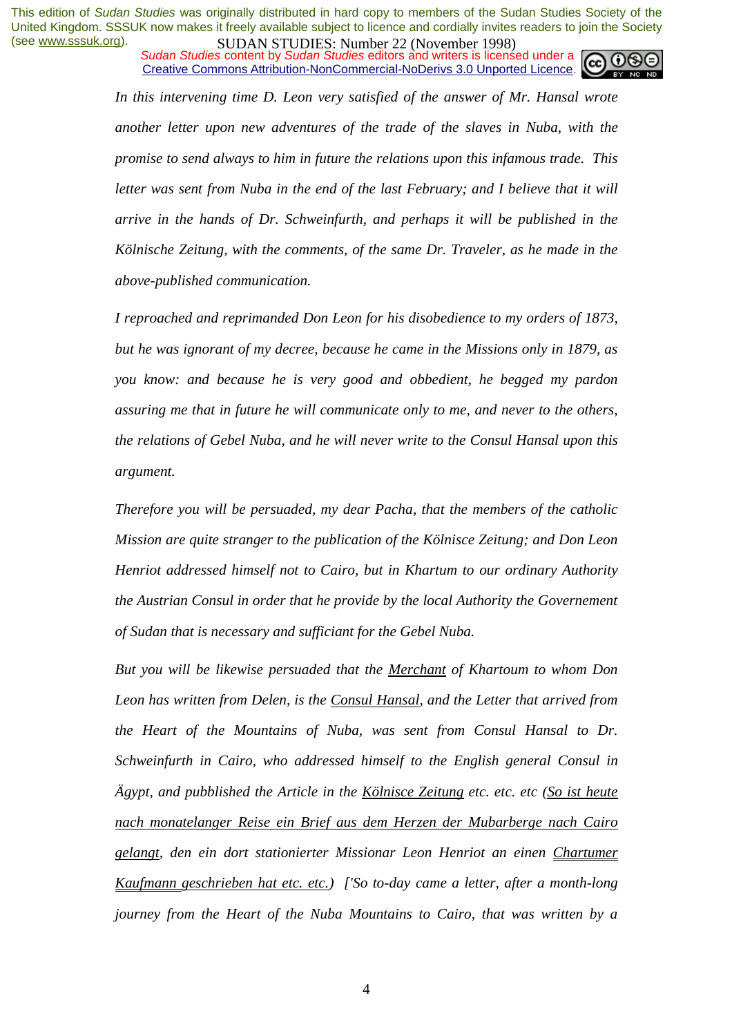*In this intervening time D. Leon very satisfied of the answer of Mr. Hansal wrote another letter upon new adventures of the trade of the slaves in Nuba, with the promise to send always to him in future the relations upon this infamous trade. This letter was sent from Nuba in the end of the last February; and I believe that it will arrive in the hands of Dr. Schweinfurth, and perhaps it will be published in the Kölnische Zeitung, with the comments, of the same Dr. Traveler, as he made in the above-published communication.*

*I reproached and reprimanded Don Leon for his disobedience to my orders of 1873, but he was ignorant of my decree, because he came in the Missions only in 1879, as you know: and because he is very good and obbedient, he begged my pardon assuring me that in future he will communicate only to me, and never to the others, the relations of Gebel Nuba, and he will never write to the Consul Hansal upon this argument.*

*Therefore you will be persuaded, my dear Pacha, that the members of the catholic Mission are quite stranger to the publication of the Kölnisce Zeitung; and Don Leon Henriot addressed himself not to Cairo, but in Khartum to our ordinary Authority the Austrian Consul in order that he provide by the local Authority the Governement of Sudan that is necessary and sufficiant for the Gebel Nuba.*

*But you will be likewise persuaded that the <u>Merchant</u> of Khartoum to whom Don Leon has written from Delen, is the <u>Consul Hansal</u>, and the Letter that arrived from the Heart of the Mountains of Nuba, was sent from Consul Hansal to Dr. Schweinfurth in Cairo, who addressed himself to the English general Consul in Ägypt, and pubblished the Article in the <u>Kölnisce Zeitung</u> etc. etc. etc (<u>So ist heute nach monatelanger Reise ein Brief aus dem Herzen der Mubarberge nach Cairo gelangt</u>, den ein dort stationierter Missionar Leon Henriot an einen <u>Chartumer Kaufmann</u> <u>geschrieben hat etc. etc.</u>) ['So to-day came a letter, after a month-long journey from the Heart of the Nuba Mountains to Cairo, that was written by a*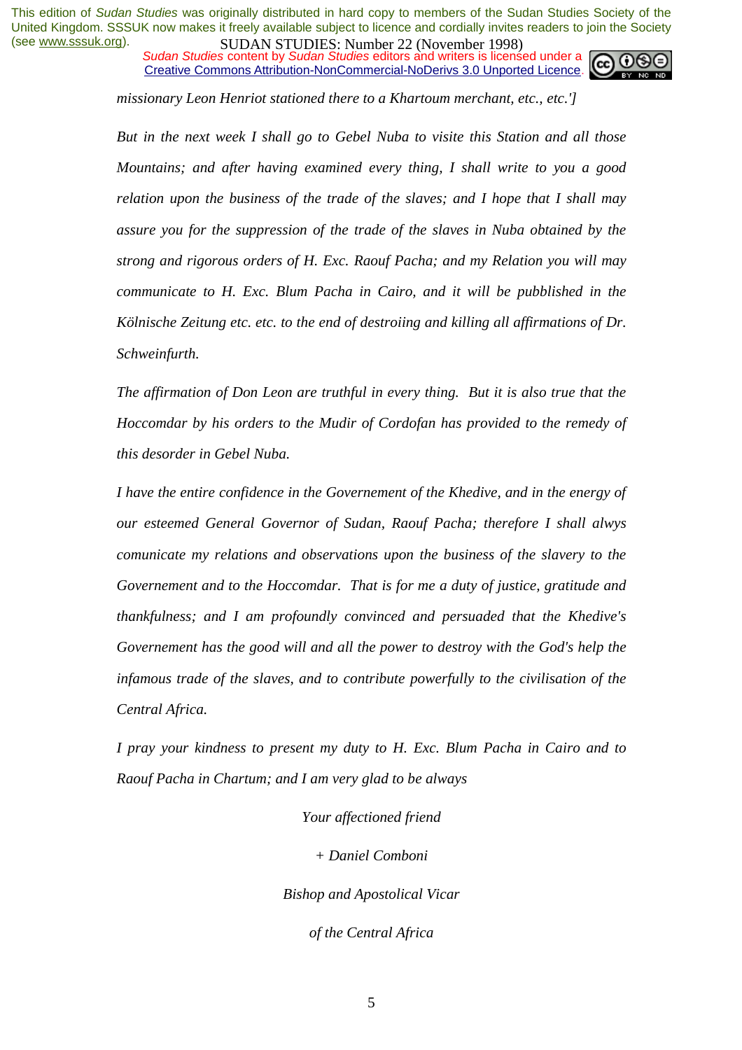*missionary Leon Henriot stationed there to a Khartoum merchant, etc., etc.']*

*But in the next week I shall go to Gebel Nuba to visite this Station and all those Mountains; and after having examined every thing, I shall write to you a good relation upon the business of the trade of the slaves; and I hope that I shall may assure you for the suppression of the trade of the slaves in Nuba obtained by the strong and rigorous orders of H. Exc. Raouf Pacha; and my Relation you will may communicate to H. Exc. Blum Pacha in Cairo, and it will be pubblished in the Kölnische Zeitung etc. etc. to the end of destroiing and killing all affirmations of Dr. Schweinfurth.*

*The affirmation of Don Leon are truthful in every thing. But it is also true that the Hoccomdar by his orders to the Mudir of Cordofan has provided to the remedy of this desorder in Gebel Nuba.*

*I have the entire confidence in the Governement of the Khedive, and in the energy of our esteemed General Governor of Sudan, Raouf Pacha; therefore I shall alwys comunicate my relations and observations upon the business of the slavery to the Governement and to the Hoccomdar. That is for me a duty of justice, gratitude and thankfulness; and I am profoundly convinced and persuaded that the Khedive's Governement has the good will and all the power to destroy with the God's help the infamous trade of the slaves, and to contribute powerfully to the civilisation of the Central Africa.*

*I pray your kindness to present my duty to H. Exc. Blum Pacha in Cairo and to Raouf Pacha in Chartum; and I am very glad to be always*

*Your affectioned friend*

*+ Daniel Comboni*

*Bishop and Apostolical Vicar*

*of the Central Africa*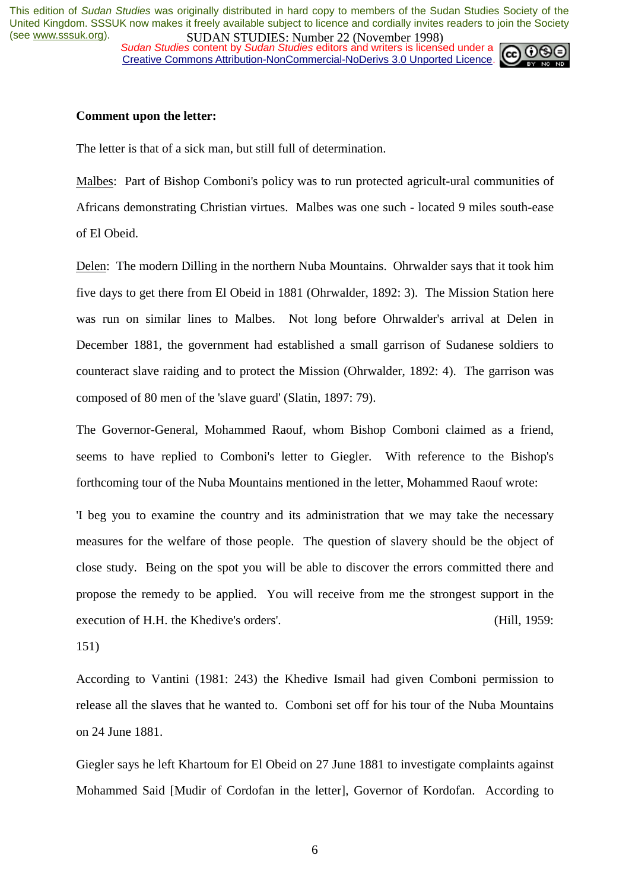**Comment upon the letter:**

The letter is that of a sick man, but still full of determination.

Malbes: Part of Bishop Comboni's policy was to run protected agricult-ural communities of Africans demonstrating Christian virtues. Malbes was one such - located 9 miles south-ease of El Obeid.

Delen: The modern Dilling in the northern Nuba Mountains. Ohrwalder says that it took him five days to get there from El Obeid in 1881 (Ohrwalder, 1892: 3). The Mission Station here was run on similar lines to Malbes. Not long before Ohrwalder's arrival at Delen in December 1881, the government had established a small garrison of Sudanese soldiers to counteract slave raiding and to protect the Mission (Ohrwalder, 1892: 4). The garrison was composed of 80 men of the 'slave guard' (Slatin, 1897: 79).

The Governor-General, Mohammed Raouf, whom Bishop Comboni claimed as a friend, seems to have replied to Comboni's letter to Giegler. With reference to the Bishop's forthcoming tour of the Nuba Mountains mentioned in the letter, Mohammed Raouf wrote:

'I beg you to examine the country and its administration that we may take the necessary measures for the welfare of those people. The question of slavery should be the object of close study. Being on the spot you will be able to discover the errors committed there and propose the remedy to be applied. You will receive from me the strongest support in the execution of H.H. the Khedive's orders'. (Hill, 1959: 151)

According to Vantini (1981: 243) the Khedive Ismail had given Comboni permission to release all the slaves that he wanted to. Comboni set off for his tour of the Nuba Mountains on 24 June 1881.

Giegler says he left Khartoum for El Obeid on 27 June 1881 to investigate complaints against Mohammed Said [Mudir of Cordofan in the letter], Governor of Kordofan. According to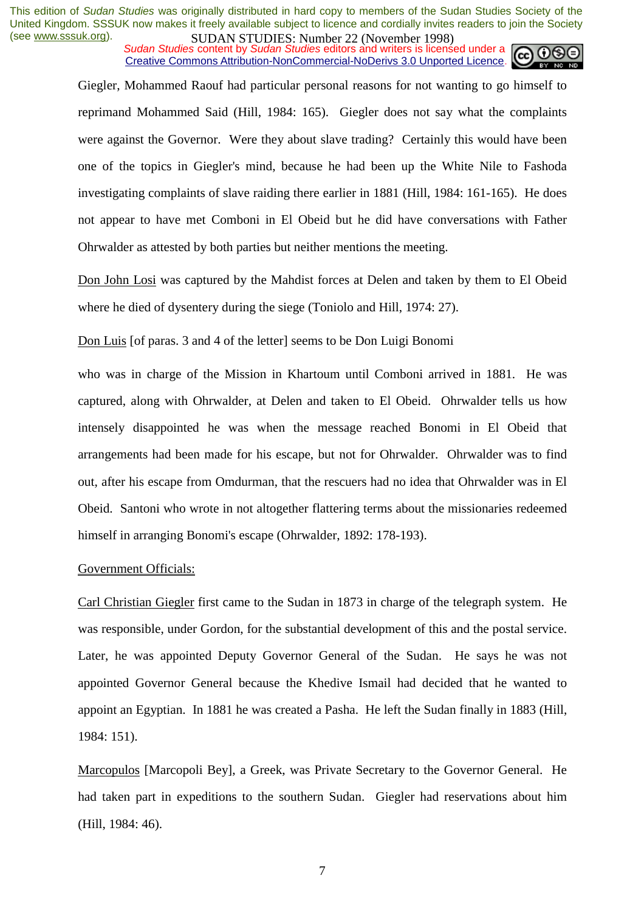Giegler, Mohammed Raouf had particular personal reasons for not wanting to go himself to reprimand Mohammed Said (Hill, 1984: 165). Giegler does not say what the complaints were against the Governor. Were they about slave trading? Certainly this would have been one of the topics in Giegler's mind, because he had been up the White Nile to Fashoda investigating complaints of slave raiding there earlier in 1881 (Hill, 1984: 161-165). He does not appear to have met Comboni in El Obeid but he did have conversations with Father Ohrwalder as attested by both parties but neither mentions the meeting.

Don John Losi was captured by the Mahdist forces at Delen and taken by them to El Obeid where he died of dysentery during the siege (Toniolo and Hill, 1974: 27).

Don Luis [of paras. 3 and 4 of the letter] seems to be Don Luigi Bonomi

who was in charge of the Mission in Khartoum until Comboni arrived in 1881. He was captured, along with Ohrwalder, at Delen and taken to El Obeid. Ohrwalder tells us how intensely disappointed he was when the message reached Bonomi in El Obeid that arrangements had been made for his escape, but not for Ohrwalder. Ohrwalder was to find out, after his escape from Omdurman, that the rescuers had no idea that Ohrwalder was in El Obeid. Santoni who wrote in not altogether flattering terms about the missionaries redeemed himself in arranging Bonomi's escape (Ohrwalder, 1892: 178-193).

Government Officials:

Carl Christian Giegler first came to the Sudan in 1873 in charge of the telegraph system. He was responsible, under Gordon, for the substantial development of this and the postal service. Later, he was appointed Deputy Governor General of the Sudan. He says he was not appointed Governor General because the Khedive Ismail had decided that he wanted to appoint an Egyptian. In 1881 he was created a Pasha. He left the Sudan finally in 1883 (Hill, 1984: 151).

Marcopulos [Marcopoli Bey], a Greek, was Private Secretary to the Governor General. He had taken part in expeditions to the southern Sudan. Giegler had reservations about him (Hill, 1984: 46).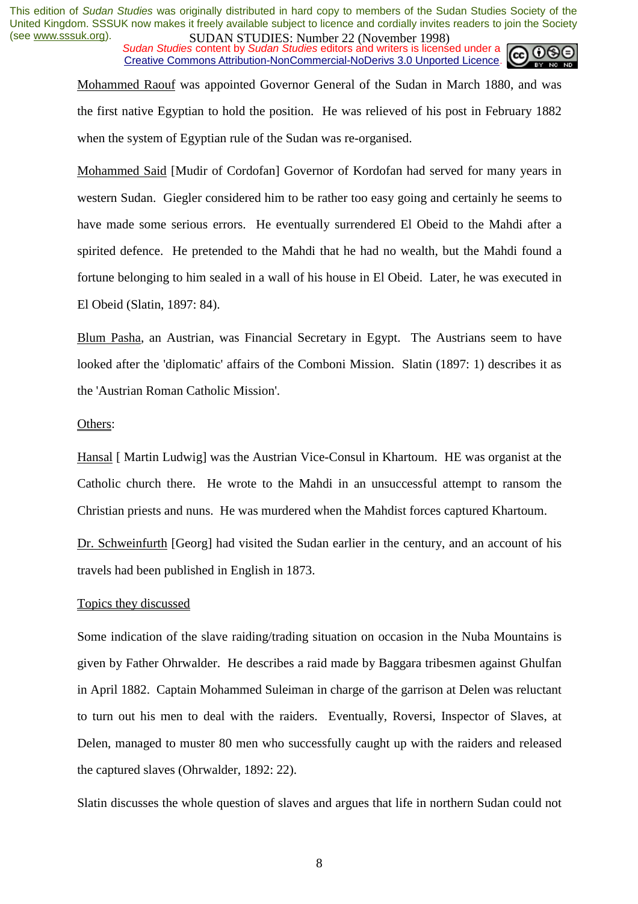Mohammed Raouf was appointed Governor General of the Sudan in March 1880, and was the first native Egyptian to hold the position. He was relieved of his post in February 1882 when the system of Egyptian rule of the Sudan was re-organised.

Mohammed Said [Mudir of Cordofan] Governor of Kordofan had served for many years in western Sudan. Giegler considered him to be rather too easy going and certainly he seems to have made some serious errors. He eventually surrendered El Obeid to the Mahdi after a spirited defence. He pretended to the Mahdi that he had no wealth, but the Mahdi found a fortune belonging to him sealed in a wall of his house in El Obeid. Later, he was executed in El Obeid (Slatin, 1897: 84).

Blum Pasha, an Austrian, was Financial Secretary in Egypt. The Austrians seem to have looked after the 'diplomatic' affairs of the Comboni Mission. Slatin (1897: 1) describes it as the 'Austrian Roman Catholic Mission'.

Others:

Hansal [ Martin Ludwig] was the Austrian Vice-Consul in Khartoum. HE was organist at the Catholic church there. He wrote to the Mahdi in an unsuccessful attempt to ransom the Christian priests and nuns. He was murdered when the Mahdist forces captured Khartoum.

Dr. Schweinfurth [Georg] had visited the Sudan earlier in the century, and an account of his travels had been published in English in 1873.

Topics they discussed

Some indication of the slave raiding/trading situation on occasion in the Nuba Mountains is given by Father Ohrwalder. He describes a raid made by Baggara tribesmen against Ghulfan in April 1882. Captain Mohammed Suleiman in charge of the garrison at Delen was reluctant to turn out his men to deal with the raiders. Eventually, Roversi, Inspector of Slaves, at Delen, managed to muster 80 men who successfully caught up with the raiders and released the captured slaves (Ohrwalder, 1892: 22).

Slatin discusses the whole question of slaves and argues that life in northern Sudan could not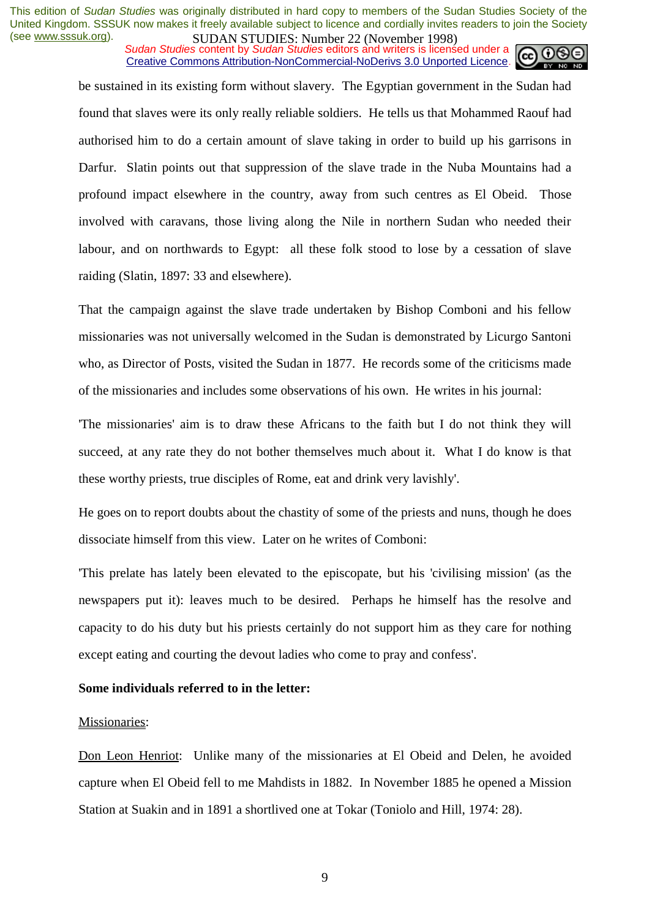be sustained in its existing form without slavery. The Egyptian government in the Sudan had found that slaves were its only really reliable soldiers. He tells us that Mohammed Raouf had authorised him to do a certain amount of slave taking in order to build up his garrisons in Darfur. Slatin points out that suppression of the slave trade in the Nuba Mountains had a profound impact elsewhere in the country, away from such centres as El Obeid. Those involved with caravans, those living along the Nile in northern Sudan who needed their labour, and on northwards to Egypt: all these folk stood to lose by a cessation of slave raiding (Slatin, 1897: 33 and elsewhere).

That the campaign against the slave trade undertaken by Bishop Comboni and his fellow missionaries was not universally welcomed in the Sudan is demonstrated by Licurgo Santoni who, as Director of Posts, visited the Sudan in 1877. He records some of the criticisms made of the missionaries and includes some observations of his own. He writes in his journal:

'The missionaries' aim is to draw these Africans to the faith but I do not think they will succeed, at any rate they do not bother themselves much about it. What I do know is that these worthy priests, true disciples of Rome, eat and drink very lavishly'.

He goes on to report doubts about the chastity of some of the priests and nuns, though he does dissociate himself from this view. Later on he writes of Comboni:

'This prelate has lately been elevated to the episcopate, but his 'civilising mission' (as the newspapers put it): leaves much to be desired. Perhaps he himself has the resolve and capacity to do his duty but his priests certainly do not support him as they care for nothing except eating and courting the devout ladies who come to pray and confess'.

**Some individuals referred to in the letter:**

<u>Missionaries</u>:

<u>Don Leon Henriot</u>: Unlike many of the missionaries at El Obeid and Delen, he avoided capture when El Obeid fell to me Mahdists in 1882. In November 1885 he opened a Mission Station at Suakin and in 1891 a shortlived one at Tokar (Toniolo and Hill, 1974: 28).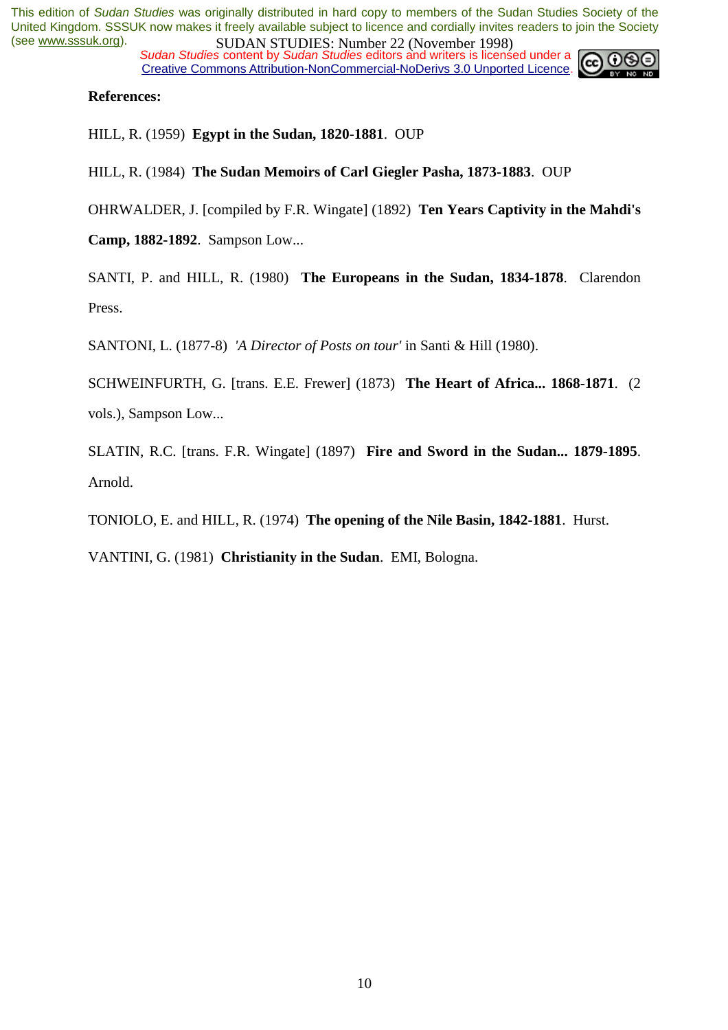**References:**

HILL, R. (1959) **Egypt in the Sudan, 1820-1881**. OUP

HILL, R. (1984) **The Sudan Memoirs of Carl Giegler Pasha, 1873-1883**. OUP

OHRWALDER, J. [compiled by F.R. Wingate] (1892) **Ten Years Captivity in the Mahdi's Camp, 1882-1892**. Sampson Low...

SANTI, P. and HILL, R. (1980) **The Europeans in the Sudan, 1834-1878**. Clarendon Press.

SANTONI, L. (1877-8) *'A Director of Posts on tour'* in Santi & Hill (1980).

SCHWEINFURTH, G. [trans. E.E. Frewer] (1873) **The Heart of Africa... 1868-1871**. (2 vols.), Sampson Low...

SLATIN, R.C. [trans. F.R. Wingate] (1897) **Fire and Sword in the Sudan... 1879-1895**. Arnold.

TONIOLO, E. and HILL, R. (1974) **The opening of the Nile Basin, 1842-1881**. Hurst.

VANTINI, G. (1981) **Christianity in the Sudan**. EMI, Bologna.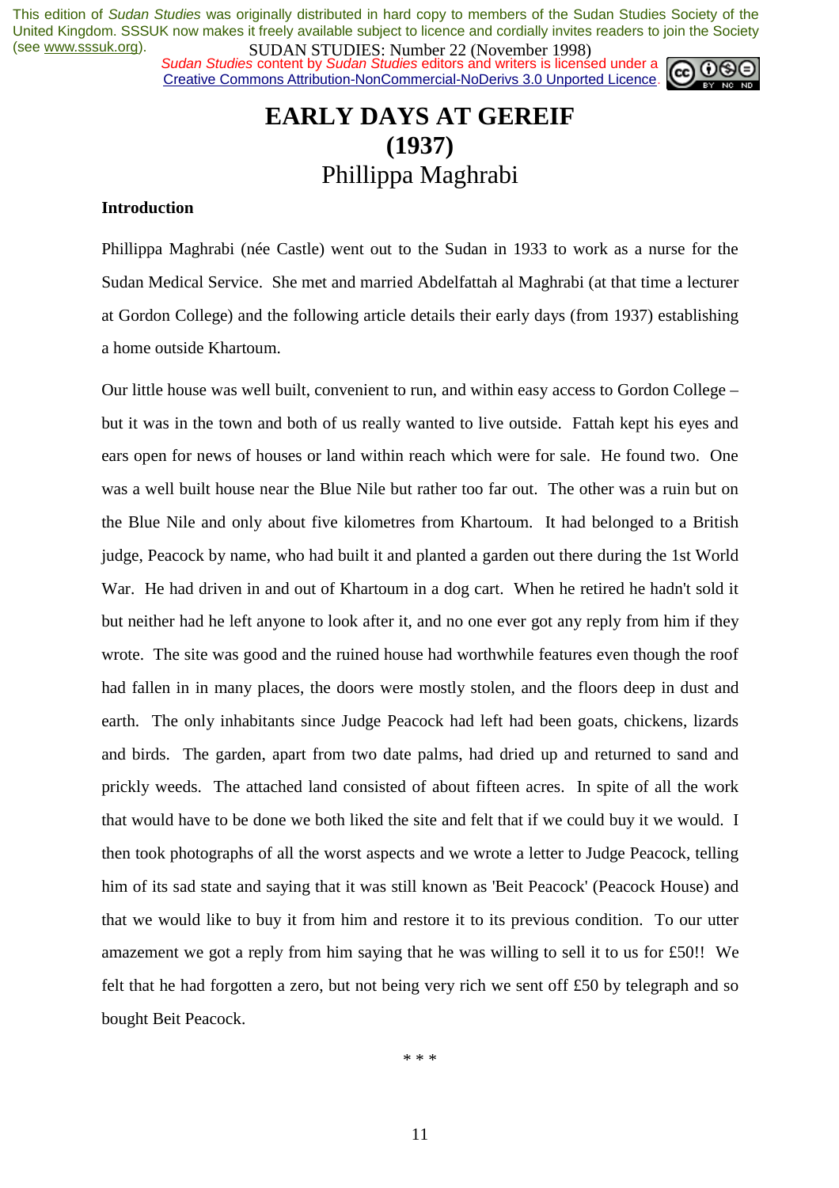# EARLY DAYS AT GEREIF (1937)

## Phillippa Maghrabi

**Introduction**

Phillippa Maghrabi (née Castle) went out to the Sudan in 1933 to work as a nurse for the Sudan Medical Service. She met and married Abdelfattah al Maghrabi (at that time a lecturer at Gordon College) and the following article details their early days (from 1937) establishing a home outside Khartoum.

Our little house was well built, convenient to run, and within easy access to Gordon College – but it was in the town and both of us really wanted to live outside. Fattah kept his eyes and ears open for news of houses or land within reach which were for sale. He found two. One was a well built house near the Blue Nile but rather too far out. The other was a ruin but on the Blue Nile and only about five kilometres from Khartoum. It had belonged to a British judge, Peacock by name, who had built it and planted a garden out there during the 1st World War. He had driven in and out of Khartoum in a dog cart. When he retired he hadn't sold it but neither had he left anyone to look after it, and no one ever got any reply from him if they wrote. The site was good and the ruined house had worthwhile features even though the roof had fallen in in many places, the doors were mostly stolen, and the floors deep in dust and earth. The only inhabitants since Judge Peacock had left had been goats, chickens, lizards and birds. The garden, apart from two date palms, had dried up and returned to sand and prickly weeds. The attached land consisted of about fifteen acres. In spite of all the work that would have to be done we both liked the site and felt that if we could buy it we would. I then took photographs of all the worst aspects and we wrote a letter to Judge Peacock, telling him of its sad state and saying that it was still known as 'Beit Peacock' (Peacock House) and that we would like to buy it from him and restore it to its previous condition. To our utter amazement we got a reply from him saying that he was willing to sell it to us for £50!! We felt that he had forgotten a zero, but not being very rich we sent off £50 by telegraph and so bought Beit Peacock.

\* \* \*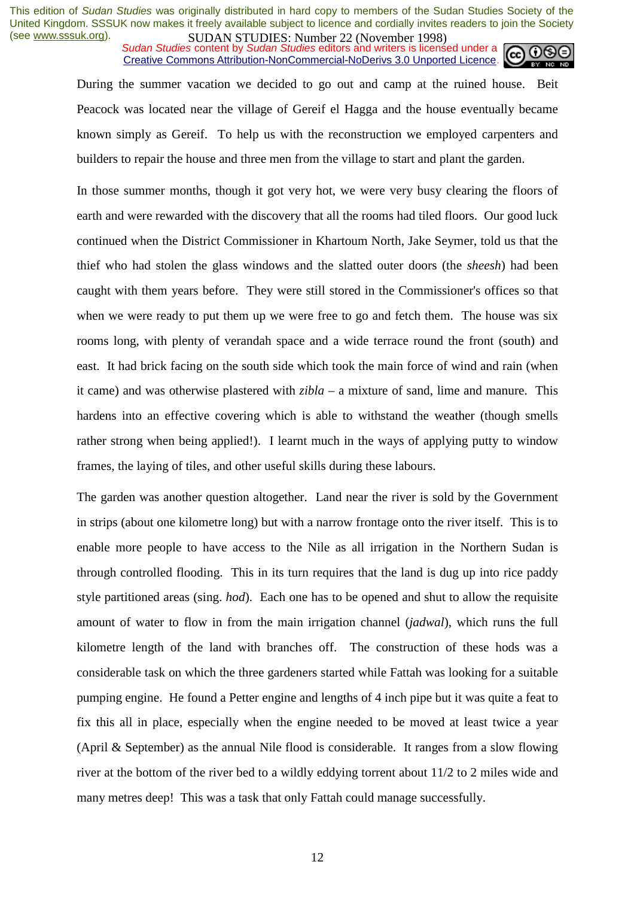During the summer vacation we decided to go out and camp at the ruined house. Beit Peacock was located near the village of Gereif el Hagga and the house eventually became known simply as Gereif. To help us with the reconstruction we employed carpenters and builders to repair the house and three men from the village to start and plant the garden.

In those summer months, though it got very hot, we were very busy clearing the floors of earth and were rewarded with the discovery that all the rooms had tiled floors. Our good luck continued when the District Commissioner in Khartoum North, Jake Seymer, told us that the thief who had stolen the glass windows and the slatted outer doors (the *sheesh*) had been caught with them years before. They were still stored in the Commissioner's offices so that when we were ready to put them up we were free to go and fetch them. The house was six rooms long, with plenty of verandah space and a wide terrace round the front (south) and east. It had brick facing on the south side which took the main force of wind and rain (when it came) and was otherwise plastered with *zibla* – a mixture of sand, lime and manure. This hardens into an effective covering which is able to withstand the weather (though smells rather strong when being applied!). I learnt much in the ways of applying putty to window frames, the laying of tiles, and other useful skills during these labours.

The garden was another question altogether. Land near the river is sold by the Government in strips (about one kilometre long) but with a narrow frontage onto the river itself. This is to enable more people to have access to the Nile as all irrigation in the Northern Sudan is through controlled flooding. This in its turn requires that the land is dug up into rice paddy style partitioned areas (sing. *hod*). Each one has to be opened and shut to allow the requisite amount of water to flow in from the main irrigation channel (*jadwal*), which runs the full kilometre length of the land with branches off. The construction of these hods was a considerable task on which the three gardeners started while Fattah was looking for a suitable pumping engine. He found a Petter engine and lengths of 4 inch pipe but it was quite a feat to fix this all in place, especially when the engine needed to be moved at least twice a year (April & September) as the annual Nile flood is considerable. It ranges from a slow flowing river at the bottom of the river bed to a wildly eddying torrent about 11/2 to 2 miles wide and many metres deep! This was a task that only Fattah could manage successfully.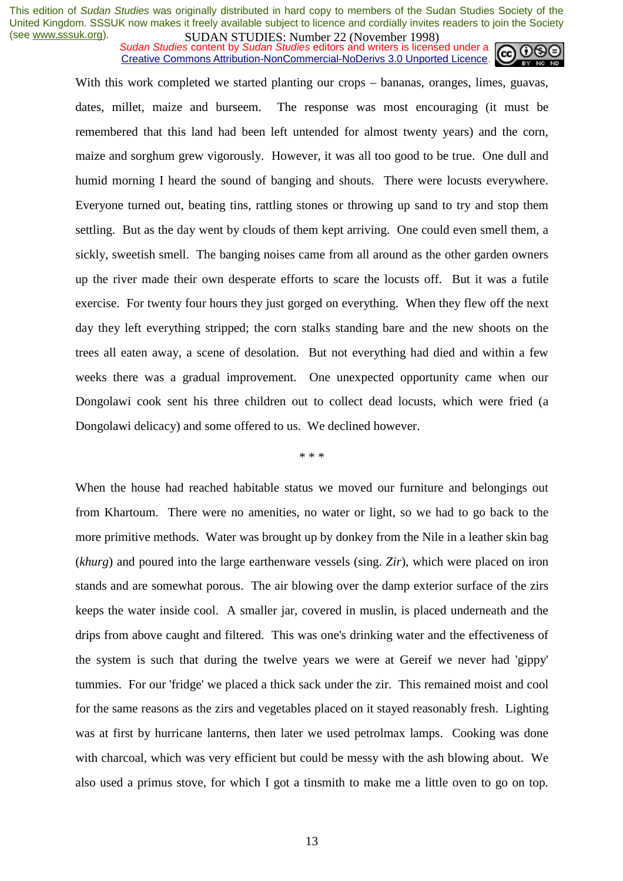With this work completed we started planting our crops – bananas, oranges, limes, guavas, dates, millet, maize and burseem. The response was most encouraging (it must be remembered that this land had been left untended for almost twenty years) and the corn, maize and sorghum grew vigorously. However, it was all too good to be true. One dull and humid morning I heard the sound of banging and shouts. There were locusts everywhere. Everyone turned out, beating tins, rattling stones or throwing up sand to try and stop them settling. But as the day went by clouds of them kept arriving. One could even smell them, a sickly, sweetish smell. The banging noises came from all around as the other garden owners up the river made their own desperate efforts to scare the locusts off. But it was a futile exercise. For twenty four hours they just gorged on everything. When they flew off the next day they left everything stripped; the corn stalks standing bare and the new shoots on the trees all eaten away, a scene of desolation. But not everything had died and within a few weeks there was a gradual improvement. One unexpected opportunity came when our Dongolawi cook sent his three children out to collect dead locusts, which were fried (a Dongolawi delicacy) and some offered to us. We declined however.

* * *

When the house had reached habitable status we moved our furniture and belongings out from Khartoum. There were no amenities, no water or light, so we had to go back to the more primitive methods. Water was brought up by donkey from the Nile in a leather skin bag (*khurg*) and poured into the large earthenware vessels (sing. *Zir*), which were placed on iron stands and are somewhat porous. The air blowing over the damp exterior surface of the zirs keeps the water inside cool. A smaller jar, covered in muslin, is placed underneath and the drips from above caught and filtered. This was one's drinking water and the effectiveness of the system is such that during the twelve years we were at Gereif we never had 'gippy' tummies. For our 'fridge' we placed a thick sack under the zir. This remained moist and cool for the same reasons as the zirs and vegetables placed on it stayed reasonably fresh. Lighting was at first by hurricane lanterns, then later we used petrolmax lamps. Cooking was done with charcoal, which was very efficient but could be messy with the ash blowing about. We also used a primus stove, for which I got a tinsmith to make me a little oven to go on top.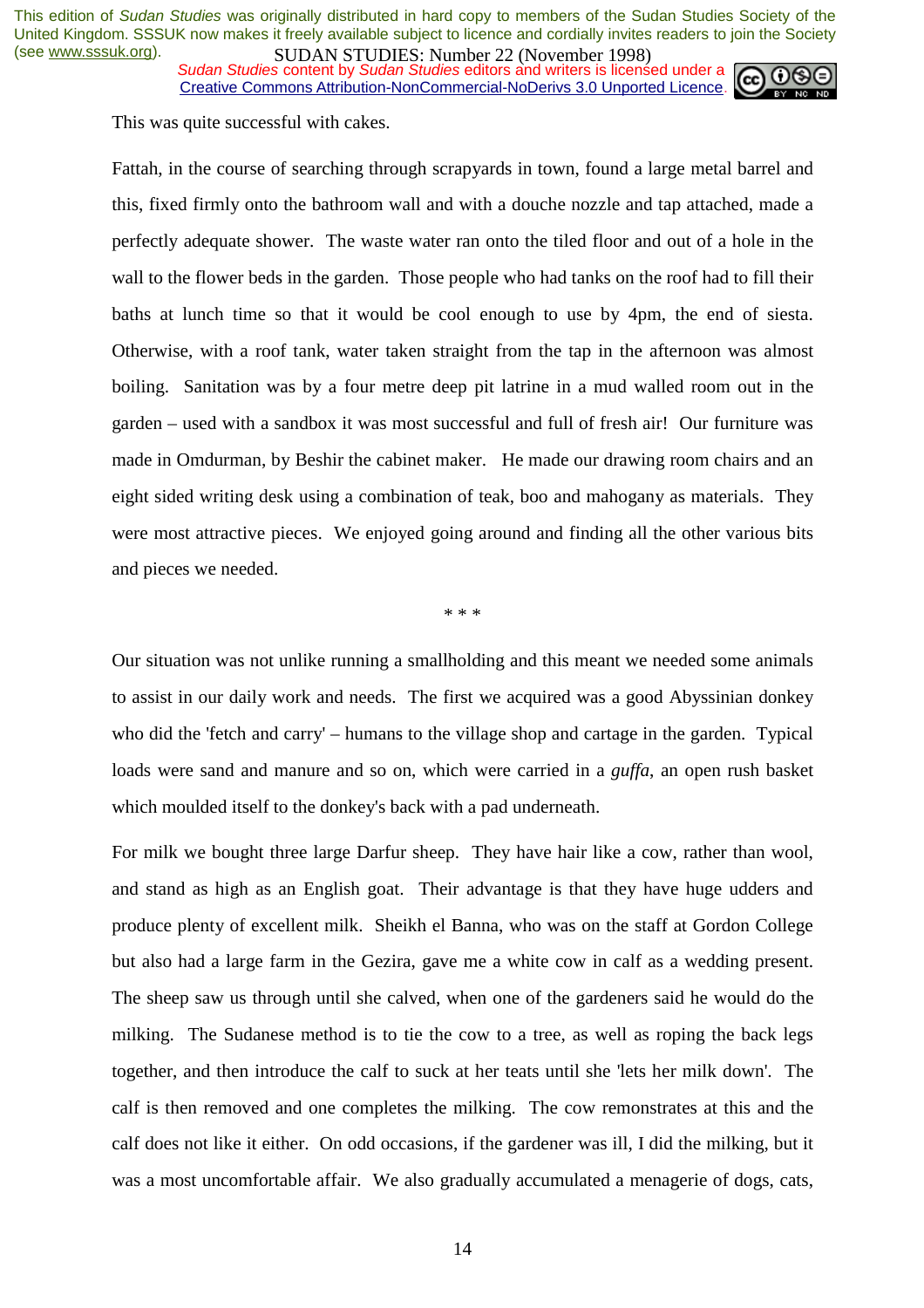This was quite successful with cakes.

Fattah, in the course of searching through scrapyards in town, found a large metal barrel and this, fixed firmly onto the bathroom wall and with a douche nozzle and tap attached, made a perfectly adequate shower. The waste water ran onto the tiled floor and out of a hole in the wall to the flower beds in the garden. Those people who had tanks on the roof had to fill their baths at lunch time so that it would be cool enough to use by 4pm, the end of siesta. Otherwise, with a roof tank, water taken straight from the tap in the afternoon was almost boiling. Sanitation was by a four metre deep pit latrine in a mud walled room out in the garden – used with a sandbox it was most successful and full of fresh air! Our furniture was made in Omdurman, by Beshir the cabinet maker. He made our drawing room chairs and an eight sided writing desk using a combination of teak, boo and mahogany as materials. They were most attractive pieces. We enjoyed going around and finding all the other various bits and pieces we needed.

\* \* \*

Our situation was not unlike running a smallholding and this meant we needed some animals to assist in our daily work and needs. The first we acquired was a good Abyssinian donkey who did the 'fetch and carry' – humans to the village shop and cartage in the garden. Typical loads were sand and manure and so on, which were carried in a *guffa*, an open rush basket which moulded itself to the donkey's back with a pad underneath.

For milk we bought three large Darfur sheep. They have hair like a cow, rather than wool, and stand as high as an English goat. Their advantage is that they have huge udders and produce plenty of excellent milk. Sheikh el Banna, who was on the staff at Gordon College but also had a large farm in the Gezira, gave me a white cow in calf as a wedding present. The sheep saw us through until she calved, when one of the gardeners said he would do the milking. The Sudanese method is to tie the cow to a tree, as well as roping the back legs together, and then introduce the calf to suck at her teats until she 'lets her milk down'. The calf is then removed and one completes the milking. The cow remonstrates at this and the calf does not like it either. On odd occasions, if the gardener was ill, I did the milking, but it was a most uncomfortable affair. We also gradually accumulated a menagerie of dogs, cats,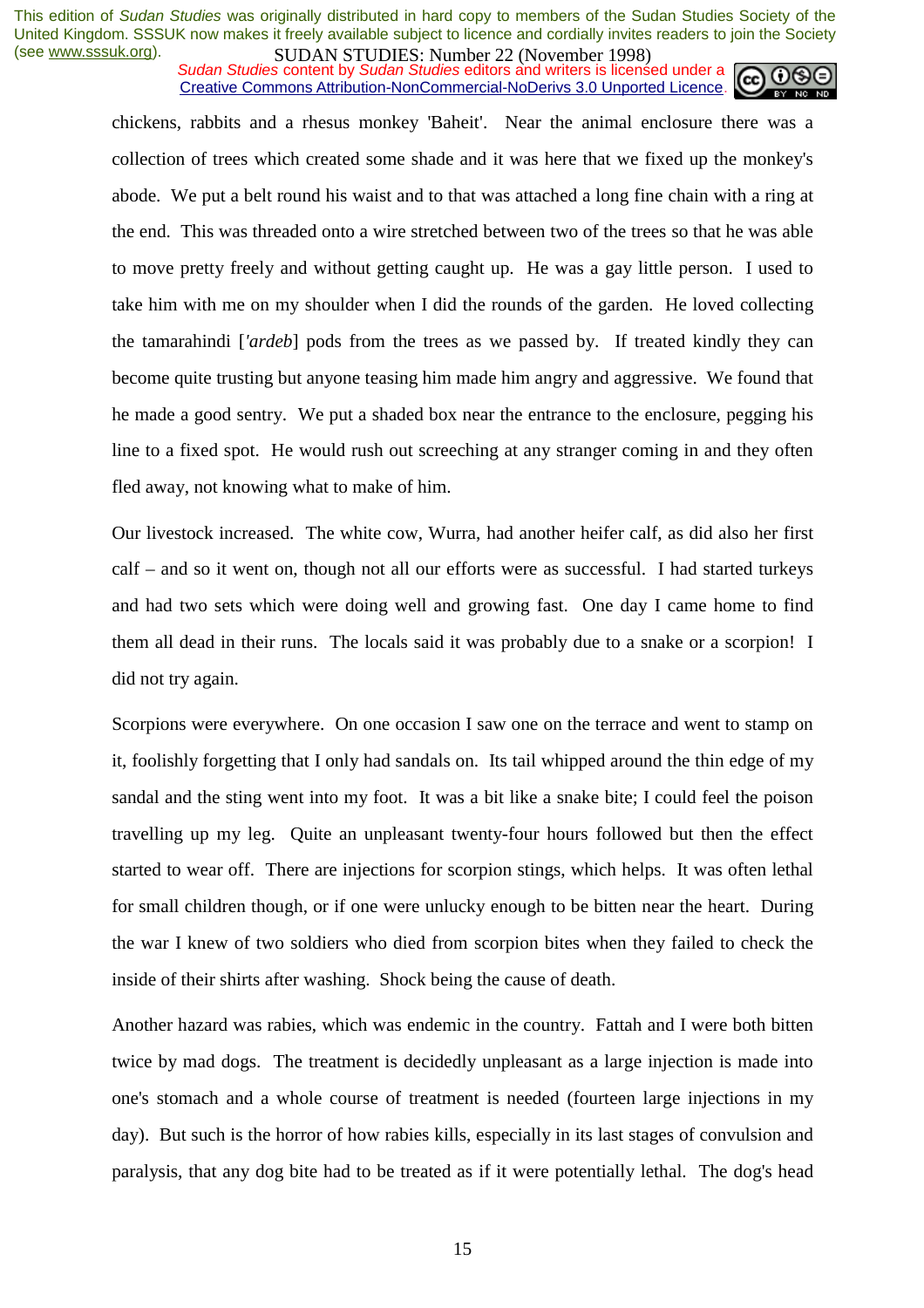chickens, rabbits and a rhesus monkey 'Baheit'. Near the animal enclosure there was a collection of trees which created some shade and it was here that we fixed up the monkey's abode. We put a belt round his waist and to that was attached a long fine chain with a ring at the end. This was threaded onto a wire stretched between two of the trees so that he was able to move pretty freely and without getting caught up. He was a gay little person. I used to take him with me on my shoulder when I did the rounds of the garden. He loved collecting the tamarahindi [*'ardeb*] pods from the trees as we passed by. If treated kindly they can become quite trusting but anyone teasing him made him angry and aggressive. We found that he made a good sentry. We put a shaded box near the entrance to the enclosure, pegging his line to a fixed spot. He would rush out screeching at any stranger coming in and they often fled away, not knowing what to make of him.

Our livestock increased. The white cow, Wurra, had another heifer calf, as did also her first calf – and so it went on, though not all our efforts were as successful. I had started turkeys and had two sets which were doing well and growing fast. One day I came home to find them all dead in their runs. The locals said it was probably due to a snake or a scorpion! I did not try again.

Scorpions were everywhere. On one occasion I saw one on the terrace and went to stamp on it, foolishly forgetting that I only had sandals on. Its tail whipped around the thin edge of my sandal and the sting went into my foot. It was a bit like a snake bite; I could feel the poison travelling up my leg. Quite an unpleasant twenty-four hours followed but then the effect started to wear off. There are injections for scorpion stings, which helps. It was often lethal for small children though, or if one were unlucky enough to be bitten near the heart. During the war I knew of two soldiers who died from scorpion bites when they failed to check the inside of their shirts after washing. Shock being the cause of death.

Another hazard was rabies, which was endemic in the country. Fattah and I were both bitten twice by mad dogs. The treatment is decidedly unpleasant as a large injection is made into one's stomach and a whole course of treatment is needed (fourteen large injections in my day). But such is the horror of how rabies kills, especially in its last stages of convulsion and paralysis, that any dog bite had to be treated as if it were potentially lethal. The dog's head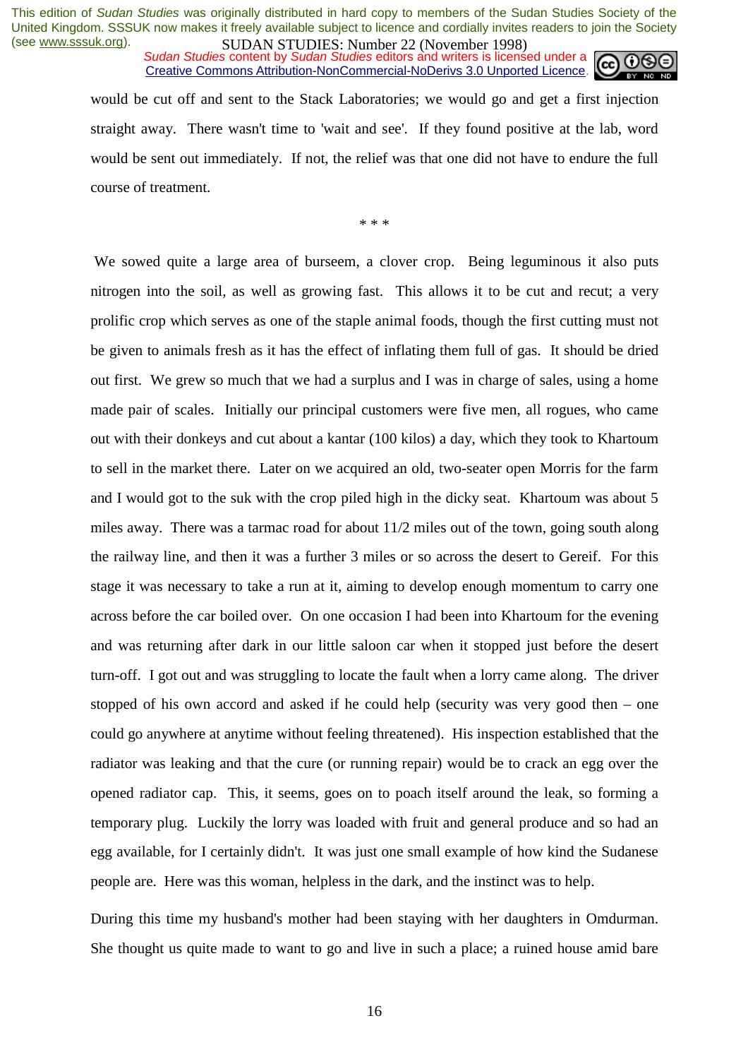would be cut off and sent to the Stack Laboratories; we would go and get a first injection straight away. There wasn't time to 'wait and see'. If they found positive at the lab, word would be sent out immediately. If not, the relief was that one did not have to endure the full course of treatment.

\* \* \*

We sowed quite a large area of burseem, a clover crop. Being leguminous it also puts nitrogen into the soil, as well as growing fast. This allows it to be cut and recut; a very prolific crop which serves as one of the staple animal foods, though the first cutting must not be given to animals fresh as it has the effect of inflating them full of gas. It should be dried out first. We grew so much that we had a surplus and I was in charge of sales, using a home made pair of scales. Initially our principal customers were five men, all rogues, who came out with their donkeys and cut about a kantar (100 kilos) a day, which they took to Khartoum to sell in the market there. Later on we acquired an old, two-seater open Morris for the farm and I would got to the suk with the crop piled high in the dicky seat. Khartoum was about 5 miles away. There was a tarmac road for about 11/2 miles out of the town, going south along the railway line, and then it was a further 3 miles or so across the desert to Gereif. For this stage it was necessary to take a run at it, aiming to develop enough momentum to carry one across before the car boiled over. On one occasion I had been into Khartoum for the evening and was returning after dark in our little saloon car when it stopped just before the desert turn-off. I got out and was struggling to locate the fault when a lorry came along. The driver stopped of his own accord and asked if he could help (security was very good then – one could go anywhere at anytime without feeling threatened). His inspection established that the radiator was leaking and that the cure (or running repair) would be to crack an egg over the opened radiator cap. This, it seems, goes on to poach itself around the leak, so forming a temporary plug. Luckily the lorry was loaded with fruit and general produce and so had an egg available, for I certainly didn't. It was just one small example of how kind the Sudanese people are. Here was this woman, helpless in the dark, and the instinct was to help.

During this time my husband's mother had been staying with her daughters in Omdurman. She thought us quite made to want to go and live in such a place; a ruined house amid bare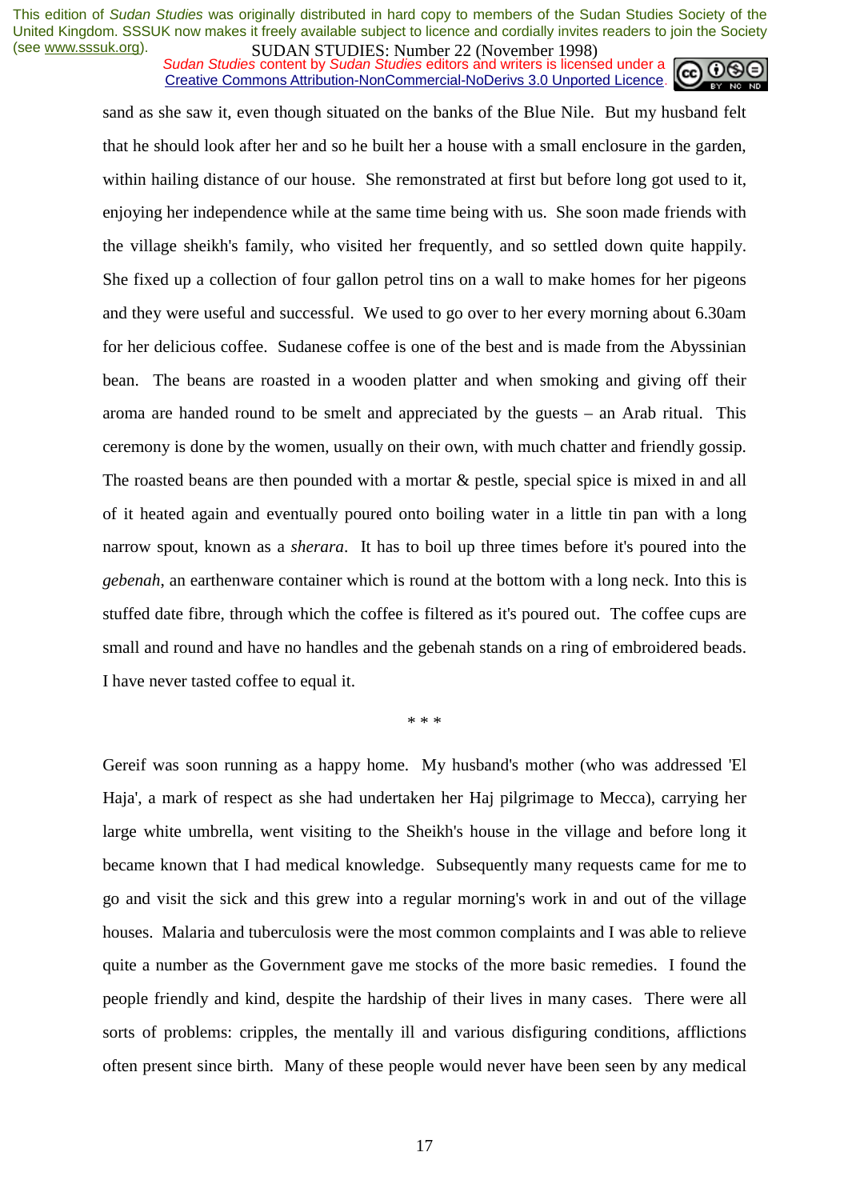sand as she saw it, even though situated on the banks of the Blue Nile. But my husband felt that he should look after her and so he built her a house with a small enclosure in the garden, within hailing distance of our house. She remonstrated at first but before long got used to it, enjoying her independence while at the same time being with us. She soon made friends with the village sheikh's family, who visited her frequently, and so settled down quite happily. She fixed up a collection of four gallon petrol tins on a wall to make homes for her pigeons and they were useful and successful. We used to go over to her every morning about 6.30am for her delicious coffee. Sudanese coffee is one of the best and is made from the Abyssinian bean. The beans are roasted in a wooden platter and when smoking and giving off their aroma are handed round to be smelt and appreciated by the guests – an Arab ritual. This ceremony is done by the women, usually on their own, with much chatter and friendly gossip. The roasted beans are then pounded with a mortar & pestle, special spice is mixed in and all of it heated again and eventually poured onto boiling water in a little tin pan with a long narrow spout, known as a *sherara*. It has to boil up three times before it's poured into the *gebenah*, an earthenware container which is round at the bottom with a long neck. Into this is stuffed date fibre, through which the coffee is filtered as it's poured out. The coffee cups are small and round and have no handles and the gebenah stands on a ring of embroidered beads. I have never tasted coffee to equal it.

\* \* \*

Gereif was soon running as a happy home. My husband's mother (who was addressed 'El Haja', a mark of respect as she had undertaken her Haj pilgrimage to Mecca), carrying her large white umbrella, went visiting to the Sheikh's house in the village and before long it became known that I had medical knowledge. Subsequently many requests came for me to go and visit the sick and this grew into a regular morning's work in and out of the village houses. Malaria and tuberculosis were the most common complaints and I was able to relieve quite a number as the Government gave me stocks of the more basic remedies. I found the people friendly and kind, despite the hardship of their lives in many cases. There were all sorts of problems: cripples, the mentally ill and various disfiguring conditions, afflictions often present since birth. Many of these people would never have been seen by any medical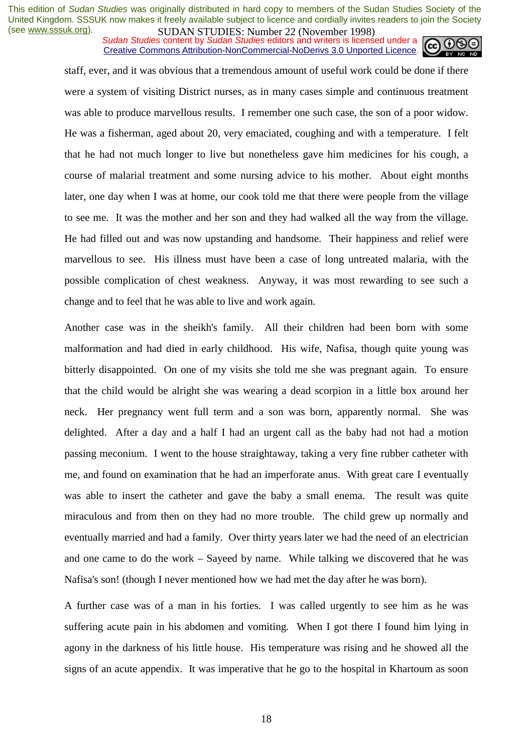staff, ever, and it was obvious that a tremendous amount of useful work could be done if there were a system of visiting District nurses, as in many cases simple and continuous treatment was able to produce marvellous results. I remember one such case, the son of a poor widow. He was a fisherman, aged about 20, very emaciated, coughing and with a temperature. I felt that he had not much longer to live but nonetheless gave him medicines for his cough, a course of malarial treatment and some nursing advice to his mother. About eight months later, one day when I was at home, our cook told me that there were people from the village to see me. It was the mother and her son and they had walked all the way from the village. He had filled out and was now upstanding and handsome. Their happiness and relief were marvellous to see. His illness must have been a case of long untreated malaria, with the possible complication of chest weakness. Anyway, it was most rewarding to see such a change and to feel that he was able to live and work again.

Another case was in the sheikh's family. All their children had been born with some malformation and had died in early childhood. His wife, Nafisa, though quite young was bitterly disappointed. On one of my visits she told me she was pregnant again. To ensure that the child would be alright she was wearing a dead scorpion in a little box around her neck. Her pregnancy went full term and a son was born, apparently normal. She was delighted. After a day and a half I had an urgent call as the baby had not had a motion passing meconium. I went to the house straightaway, taking a very fine rubber catheter with me, and found on examination that he had an imperforate anus. With great care I eventually was able to insert the catheter and gave the baby a small enema. The result was quite miraculous and from then on they had no more trouble. The child grew up normally and eventually married and had a family. Over thirty years later we had the need of an electrician and one came to do the work – Sayeed by name. While talking we discovered that he was Nafisa's son! (though I never mentioned how we had met the day after he was born).

A further case was of a man in his forties. I was called urgently to see him as he was suffering acute pain in his abdomen and vomiting. When I got there I found him lying in agony in the darkness of his little house. His temperature was rising and he showed all the signs of an acute appendix. It was imperative that he go to the hospital in Khartoum as soon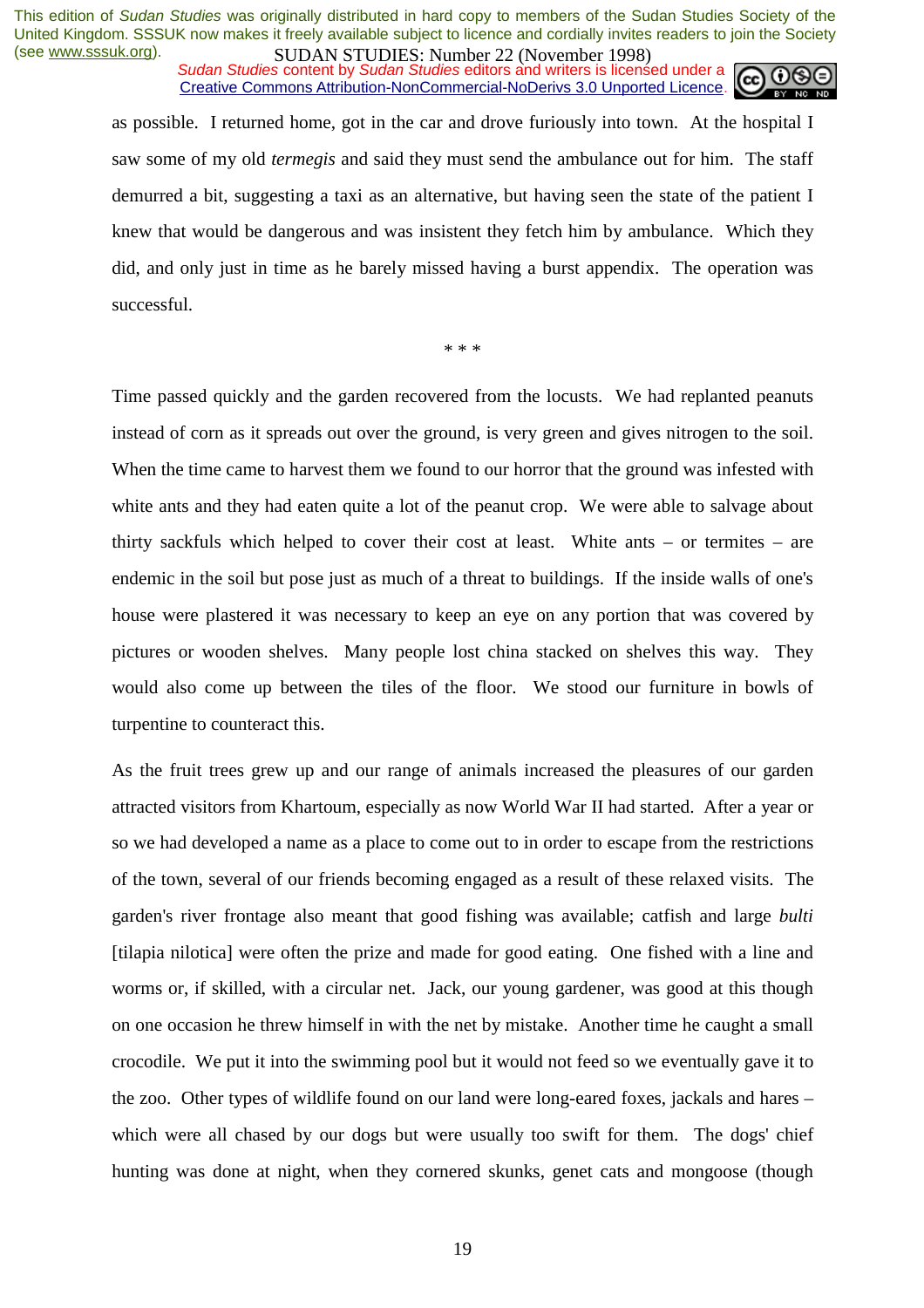as possible. I returned home, got in the car and drove furiously into town. At the hospital I saw some of my old *termegis* and said they must send the ambulance out for him. The staff demurred a bit, suggesting a taxi as an alternative, but having seen the state of the patient I knew that would be dangerous and was insistent they fetch him by ambulance. Which they did, and only just in time as he barely missed having a burst appendix. The operation was successful.

\* \* \*

Time passed quickly and the garden recovered from the locusts. We had replanted peanuts instead of corn as it spreads out over the ground, is very green and gives nitrogen to the soil. When the time came to harvest them we found to our horror that the ground was infested with white ants and they had eaten quite a lot of the peanut crop. We were able to salvage about thirty sackfuls which helped to cover their cost at least. White ants – or termites – are endemic in the soil but pose just as much of a threat to buildings. If the inside walls of one's house were plastered it was necessary to keep an eye on any portion that was covered by pictures or wooden shelves. Many people lost china stacked on shelves this way. They would also come up between the tiles of the floor. We stood our furniture in bowls of turpentine to counteract this.

As the fruit trees grew up and our range of animals increased the pleasures of our garden attracted visitors from Khartoum, especially as now World War II had started. After a year or so we had developed a name as a place to come out to in order to escape from the restrictions of the town, several of our friends becoming engaged as a result of these relaxed visits. The garden's river frontage also meant that good fishing was available; catfish and large *bulti* [tilapia nilotica] were often the prize and made for good eating. One fished with a line and worms or, if skilled, with a circular net. Jack, our young gardener, was good at this though on one occasion he threw himself in with the net by mistake. Another time he caught a small crocodile. We put it into the swimming pool but it would not feed so we eventually gave it to the zoo. Other types of wildlife found on our land were long-eared foxes, jackals and hares – which were all chased by our dogs but were usually too swift for them. The dogs' chief hunting was done at night, when they cornered skunks, genet cats and mongoose (though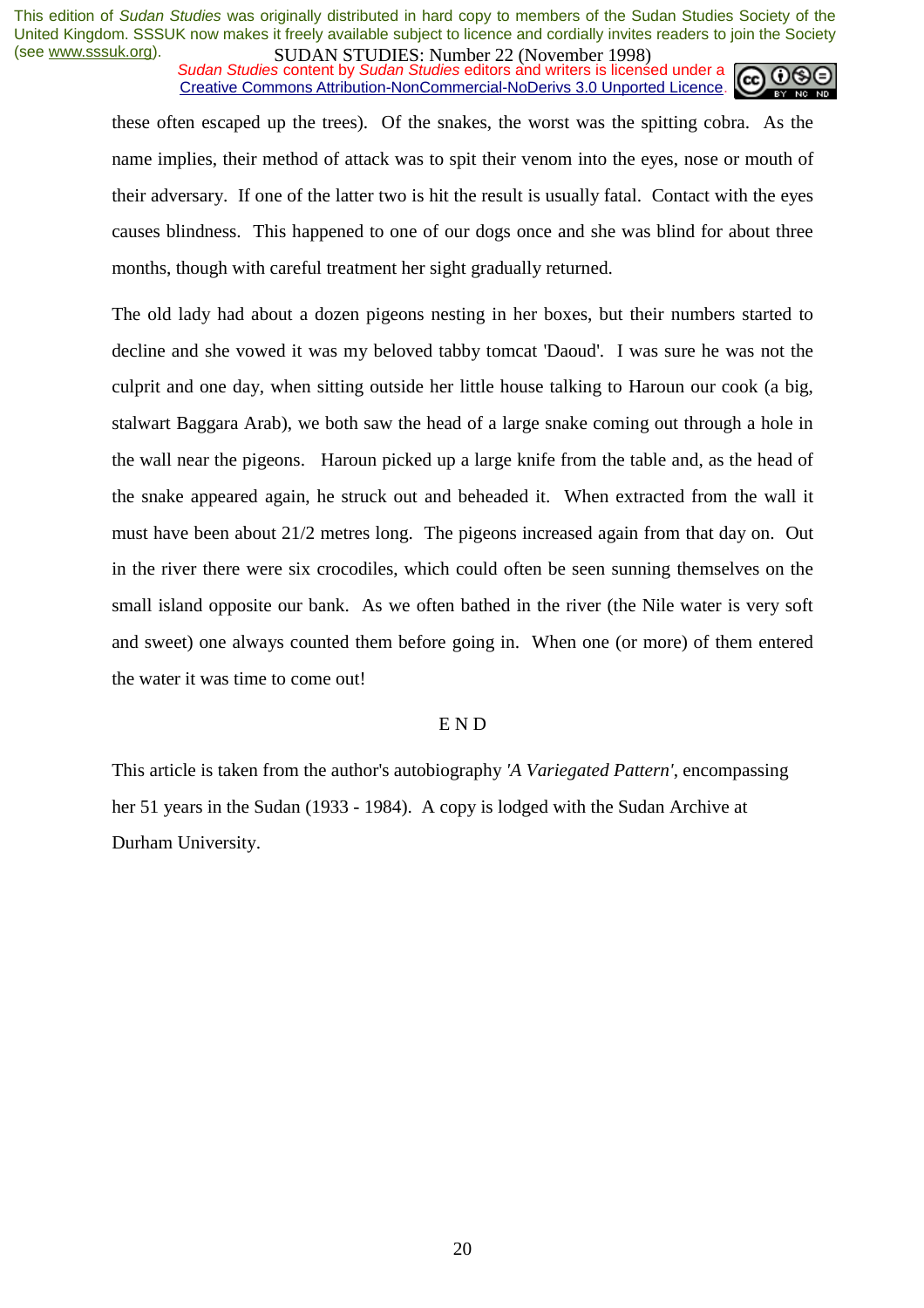these often escaped up the trees). Of the snakes, the worst was the spitting cobra. As the name implies, their method of attack was to spit their venom into the eyes, nose or mouth of their adversary. If one of the latter two is hit the result is usually fatal. Contact with the eyes causes blindness. This happened to one of our dogs once and she was blind for about three months, though with careful treatment her sight gradually returned.

The old lady had about a dozen pigeons nesting in her boxes, but their numbers started to decline and she vowed it was my beloved tabby tomcat 'Daoud'. I was sure he was not the culprit and one day, when sitting outside her little house talking to Haroun our cook (a big, stalwart Baggara Arab), we both saw the head of a large snake coming out through a hole in the wall near the pigeons. Haroun picked up a large knife from the table and, as the head of the snake appeared again, he struck out and beheaded it. When extracted from the wall it must have been about 21/2 metres long. The pigeons increased again from that day on. Out in the river there were six crocodiles, which could often be seen sunning themselves on the small island opposite our bank. As we often bathed in the river (the Nile water is very soft and sweet) one always counted them before going in. When one (or more) of them entered the water it was time to come out!

E N D

This article is taken from the author's autobiography *'A Variegated Pattern'*, encompassing her 51 years in the Sudan (1933 - 1984). A copy is lodged with the Sudan Archive at Durham University.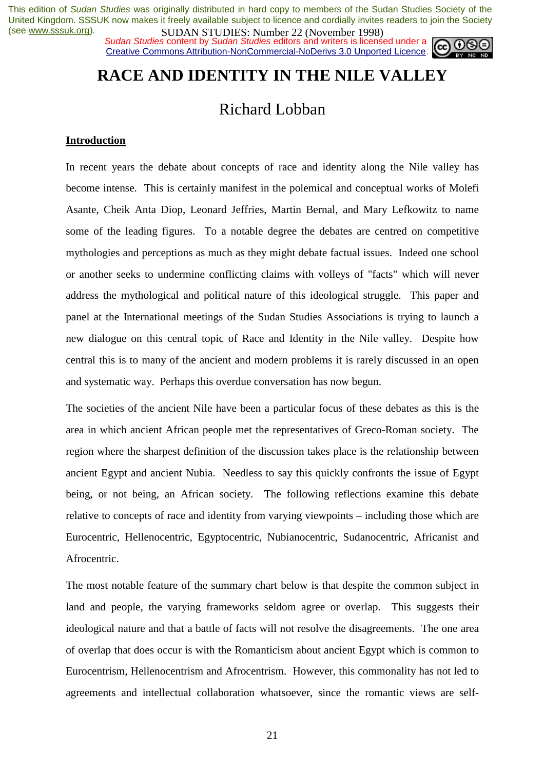# RACE AND IDENTITY IN THE NILE VALLEY

## Richard Lobban

**Introduction**

In recent years the debate about concepts of race and identity along the Nile valley has become intense. This is certainly manifest in the polemical and conceptual works of Molefi Asante, Cheik Anta Diop, Leonard Jeffries, Martin Bernal, and Mary Lefkowitz to name some of the leading figures. To a notable degree the debates are centred on competitive mythologies and perceptions as much as they might debate factual issues. Indeed one school or another seeks to undermine conflicting claims with volleys of "facts" which will never address the mythological and political nature of this ideological struggle. This paper and panel at the International meetings of the Sudan Studies Associations is trying to launch a new dialogue on this central topic of Race and Identity in the Nile valley. Despite how central this is to many of the ancient and modern problems it is rarely discussed in an open and systematic way. Perhaps this overdue conversation has now begun.

The societies of the ancient Nile have been a particular focus of these debates as this is the area in which ancient African people met the representatives of Greco-Roman society. The region where the sharpest definition of the discussion takes place is the relationship between ancient Egypt and ancient Nubia. Needless to say this quickly confronts the issue of Egypt being, or not being, an African society. The following reflections examine this debate relative to concepts of race and identity from varying viewpoints – including those which are Eurocentric, Hellenocentric, Egyptocentric, Nubianocentric, Sudanocentric, Africanist and Afrocentric.

The most notable feature of the summary chart below is that despite the common subject in land and people, the varying frameworks seldom agree or overlap. This suggests their ideological nature and that a battle of facts will not resolve the disagreements. The one area of overlap that does occur is with the Romanticism about ancient Egypt which is common to Eurocentrism, Hellenocentrism and Afrocentrism. However, this commonality has not led to agreements and intellectual collaboration whatsoever, since the romantic views are self-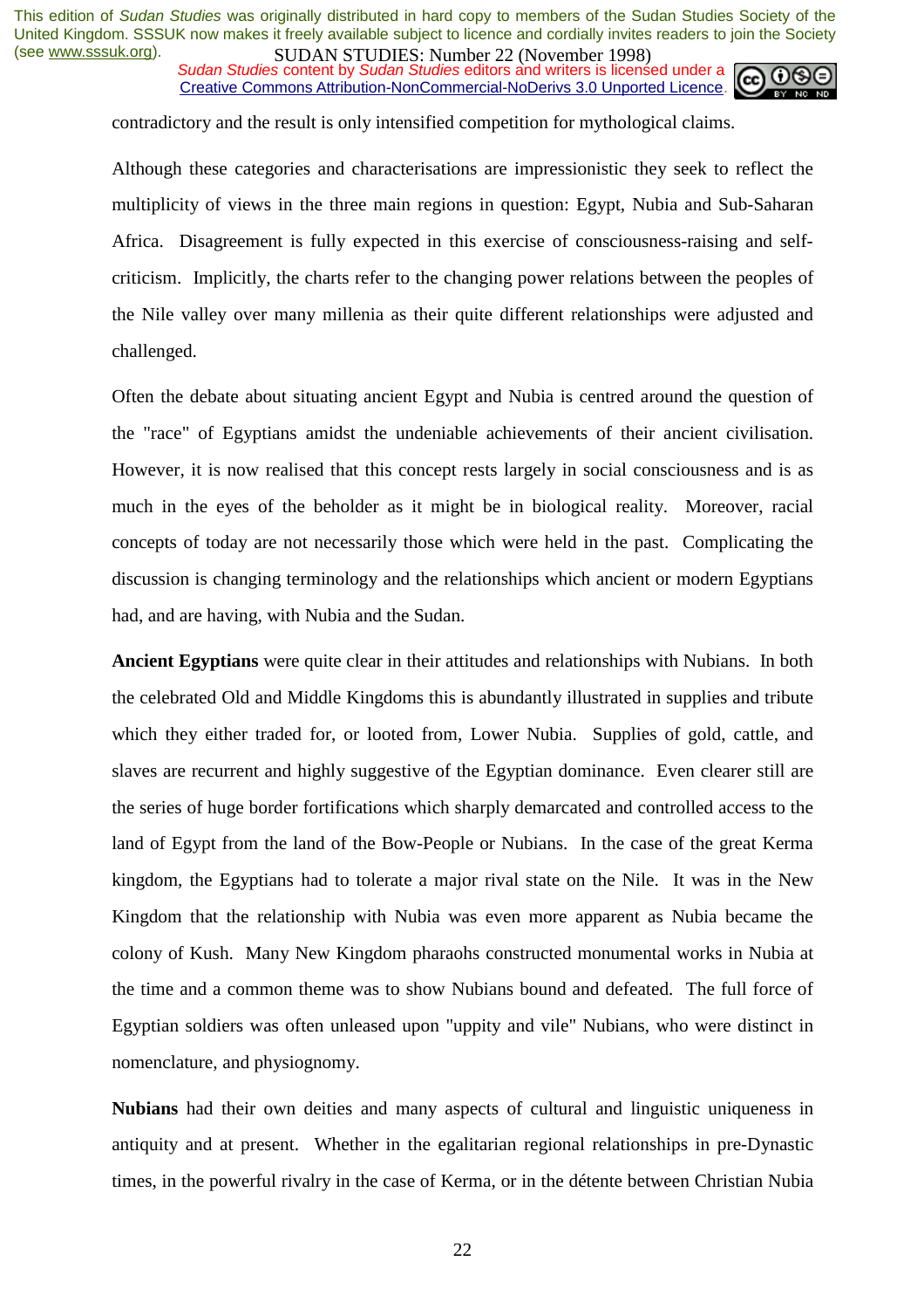contradictory and the result is only intensified competition for mythological claims.

Although these categories and characterisations are impressionistic they seek to reflect the multiplicity of views in the three main regions in question: Egypt, Nubia and Sub-Saharan Africa. Disagreement is fully expected in this exercise of consciousness-raising and self-criticism. Implicitly, the charts refer to the changing power relations between the peoples of the Nile valley over many millenia as their quite different relationships were adjusted and challenged.

Often the debate about situating ancient Egypt and Nubia is centred around the question of the "race" of Egyptians amidst the undeniable achievements of their ancient civilisation. However, it is now realised that this concept rests largely in social consciousness and is as much in the eyes of the beholder as it might be in biological reality. Moreover, racial concepts of today are not necessarily those which were held in the past. Complicating the discussion is changing terminology and the relationships which ancient or modern Egyptians had, and are having, with Nubia and the Sudan.

**Ancient Egyptians** were quite clear in their attitudes and relationships with Nubians. In both the celebrated Old and Middle Kingdoms this is abundantly illustrated in supplies and tribute which they either traded for, or looted from, Lower Nubia. Supplies of gold, cattle, and slaves are recurrent and highly suggestive of the Egyptian dominance. Even clearer still are the series of huge border fortifications which sharply demarcated and controlled access to the land of Egypt from the land of the Bow-People or Nubians. In the case of the great Kerma kingdom, the Egyptians had to tolerate a major rival state on the Nile. It was in the New Kingdom that the relationship with Nubia was even more apparent as Nubia became the colony of Kush. Many New Kingdom pharaohs constructed monumental works in Nubia at the time and a common theme was to show Nubians bound and defeated. The full force of Egyptian soldiers was often unleased upon "uppity and vile" Nubians, who were distinct in nomenclature, and physiognomy.

**Nubians** had their own deities and many aspects of cultural and linguistic uniqueness in antiquity and at present. Whether in the egalitarian regional relationships in pre-Dynastic times, in the powerful rivalry in the case of Kerma, or in the détente between Christian Nubia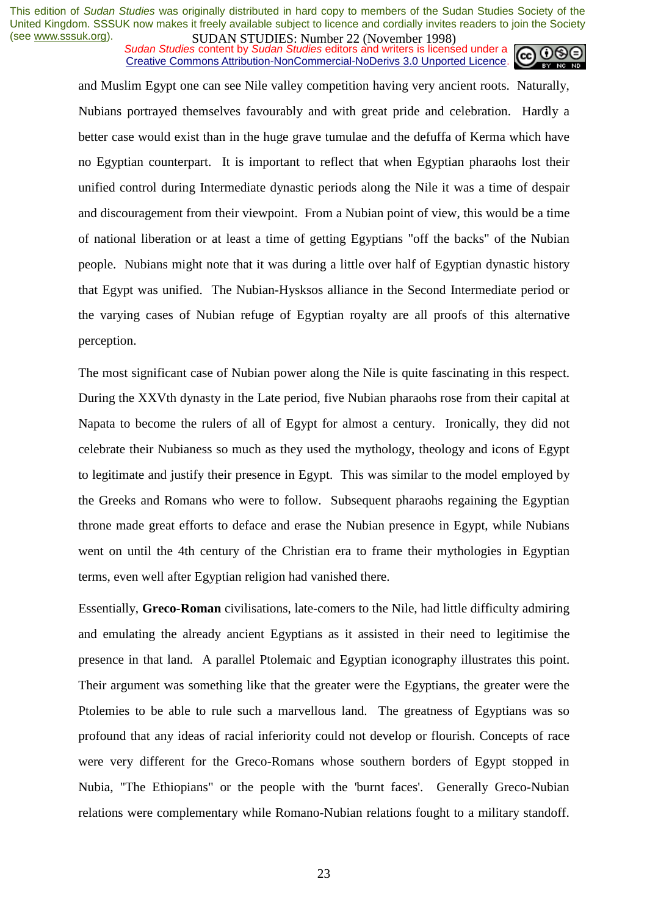and Muslim Egypt one can see Nile valley competition having very ancient roots. Naturally, Nubians portrayed themselves favourably and with great pride and celebration. Hardly a better case would exist than in the huge grave tumulae and the defuffa of Kerma which have no Egyptian counterpart. It is important to reflect that when Egyptian pharaohs lost their unified control during Intermediate dynastic periods along the Nile it was a time of despair and discouragement from their viewpoint. From a Nubian point of view, this would be a time of national liberation or at least a time of getting Egyptians "off the backs" of the Nubian people. Nubians might note that it was during a little over half of Egyptian dynastic history that Egypt was unified. The Nubian-Hysksos alliance in the Second Intermediate period or the varying cases of Nubian refuge of Egyptian royalty are all proofs of this alternative perception.

The most significant case of Nubian power along the Nile is quite fascinating in this respect. During the XXVth dynasty in the Late period, five Nubian pharaohs rose from their capital at Napata to become the rulers of all of Egypt for almost a century. Ironically, they did not celebrate their Nubianess so much as they used the mythology, theology and icons of Egypt to legitimate and justify their presence in Egypt. This was similar to the model employed by the Greeks and Romans who were to follow. Subsequent pharaohs regaining the Egyptian throne made great efforts to deface and erase the Nubian presence in Egypt, while Nubians went on until the 4th century of the Christian era to frame their mythologies in Egyptian terms, even well after Egyptian religion had vanished there.

Essentially, **Greco-Roman** civilisations, late-comers to the Nile, had little difficulty admiring and emulating the already ancient Egyptians as it assisted in their need to legitimise the presence in that land. A parallel Ptolemaic and Egyptian iconography illustrates this point. Their argument was something like that the greater were the Egyptians, the greater were the Ptolemies to be able to rule such a marvellous land. The greatness of Egyptians was so profound that any ideas of racial inferiority could not develop or flourish. Concepts of race were very different for the Greco-Romans whose southern borders of Egypt stopped in Nubia, "The Ethiopians" or the people with the 'burnt faces'. Generally Greco-Nubian relations were complementary while Romano-Nubian relations fought to a military standoff.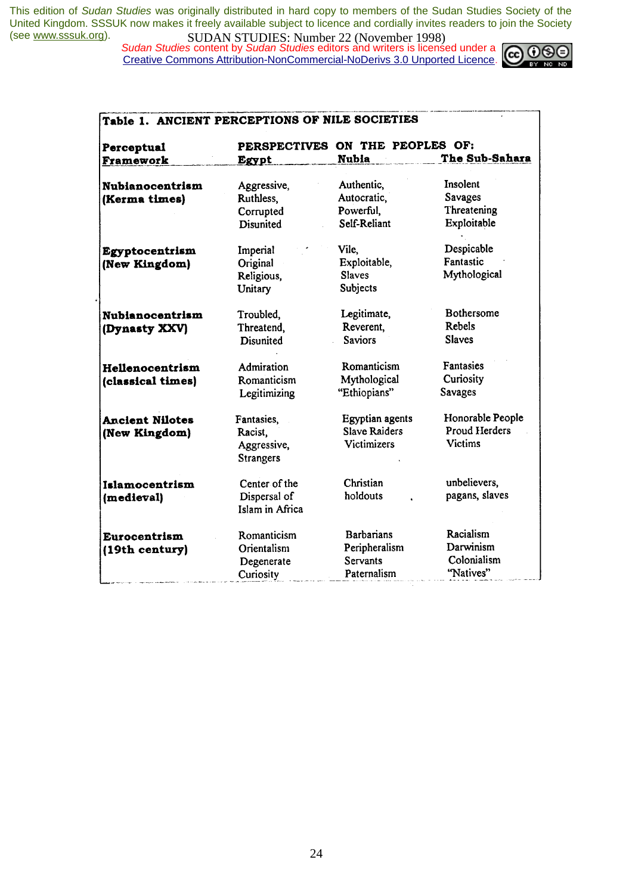**Table 1. ANCIENT PERCEPTIONS OF NILE SOCIETIES**

| Perceptual Framework | PERSPECTIVES ON THE PEOPLES OF: Egypt | Nubia | The Sub-Sahara |
|---|---|---|---|
| **Nubianocentrism (Kerma times)** | Aggressive, Ruthless, Corrupted Disunited | Authentic, Autocratic, Powerful, Self-Reliant | Insolent Savages Threatening Exploitable |
| **Egyptocentrism (New Kingdom)** | Imperial Original Religious, Unitary | Vile, Exploitable, Slaves Subjects | Despicable Fantastic Mythological |
| **Nubianocentrism (Dynasty XXV)** | Troubled, Threatend, Disunited | Legitimate, Reverent, Saviors | Bothersome Rebels Slaves |
| **Hellenocentrism (classical times)** | Admiration Romanticism Legitimizing | Romanticism Mythological "Ethiopians" | Fantasies Curiosity Savages |
| **Ancient Nilotes (New Kingdom)** | Fantasies, Racist, Aggressive, Strangers | Egyptian agents Slave Raiders Victimizers | Honorable People Proud Herders Victims |
| **Islamocentrism (medieval)** | Center of the Dispersal of Islam in Africa | Christian holdouts | unbelievers, pagans, slaves |
| **Eurocentrism (19th century)** | Romanticism Orientalism Degenerate Curiosity | Barbarians Peripheralism Servants Paternalism | Racialism Darwinism Colonialism "Natives" |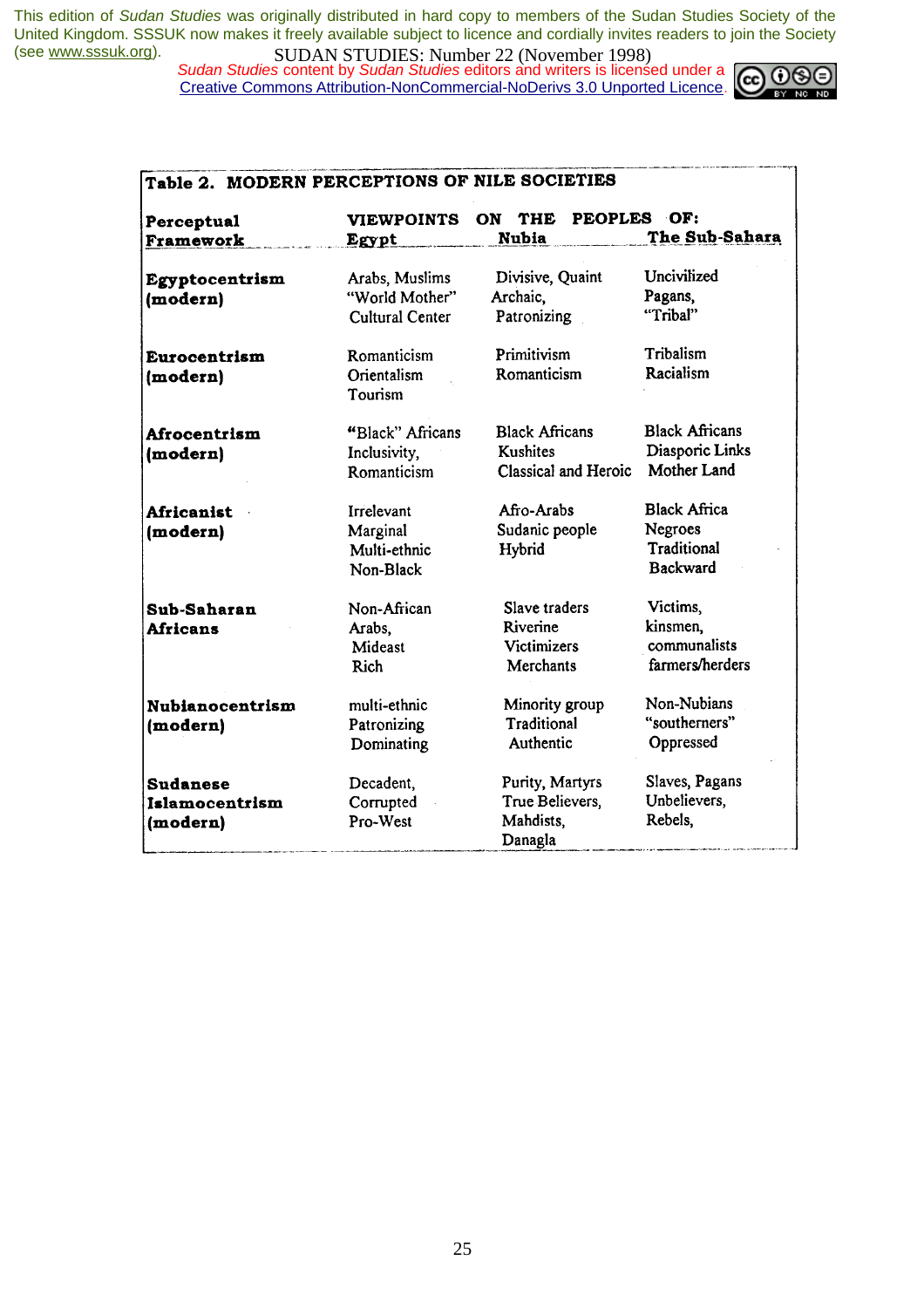This edition of *Sudan Studies* was originally distributed in hard copy to members of the Sudan Studies Society of the United Kingdom. SSSUK now makes it freely available subject to licence and cordially invites readers to join the Society (see www.sssuk.org).

*Sudan Studies* content by *Sudan Studies* editors and writers is licensed under a Creative Commons Attribution-NonCommercial-NoDerivs 3.0 Unported Licence.

**Table 2. MODERN PERCEPTIONS OF NILE SOCIETIES**

| Perceptual Framework | VIEWPOINTS ON THE PEOPLES OF: Egypt | Nubia | The Sub-Sahara |
|---|---|---|---|
| **Egyptocentrism (modern)** | Arabs, Muslims "World Mother" Cultural Center | Divisive, Quaint Archaic, Patronizing | Uncivilized Pagans, "Tribal" |
| **Eurocentrism (modern)** | Romanticism Orientalism Tourism | Primitivism Romanticism | Tribalism Racialism |
| **Afrocentrism (modern)** | "Black" Africans Inclusivity, Romanticism | Black Africans Kushites Classical and Heroic | Black Africans Diasporic Links Mother Land |
| **Africanist (modern)** | Irrelevant Marginal Multi-ethnic Non-Black | Afro-Arabs Sudanic people Hybrid | Black Africa Negroes Traditional Backward |
| **Sub-Saharan Africans** | Non-African Arabs, Mideast Rich | Slave traders Riverine Victimizers Merchants | Victims, kinsmen, communalists farmers/herders |
| **Nubianocentrism (modern)** | multi-ethnic Patronizing Dominating | Minority group Traditional Authentic | Non-Nubians "southerners" Oppressed |
| **Sudanese Islamocentrism (modern)** | Decadent, Corrupted Pro-West | Purity, Martyrs True Believers, Mahdists, Danagla | Slaves, Pagans Unbelievers, Rebels, |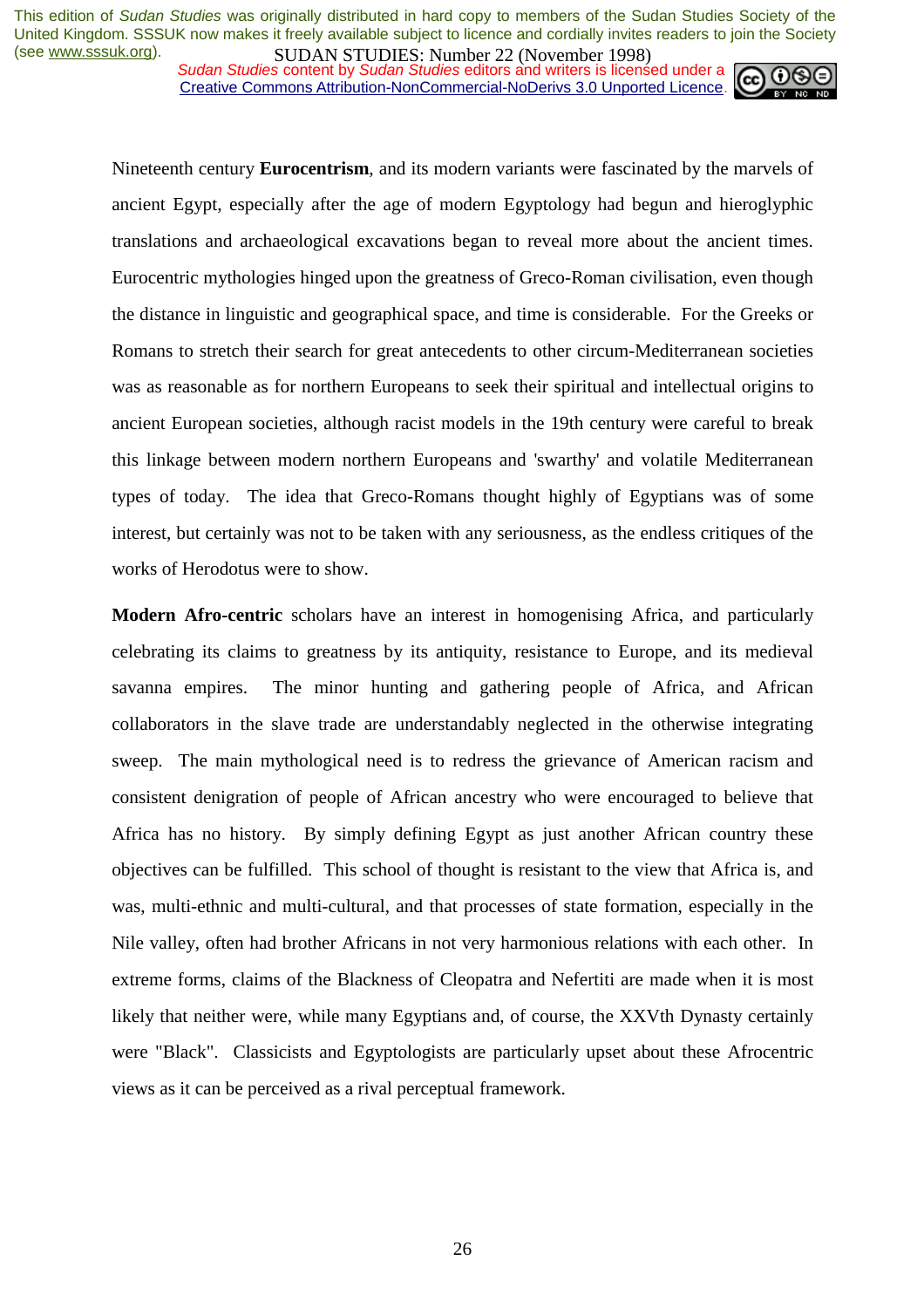Nineteenth century **Eurocentrism**, and its modern variants were fascinated by the marvels of ancient Egypt, especially after the age of modern Egyptology had begun and hieroglyphic translations and archaeological excavations began to reveal more about the ancient times. Eurocentric mythologies hinged upon the greatness of Greco-Roman civilisation, even though the distance in linguistic and geographical space, and time is considerable. For the Greeks or Romans to stretch their search for great antecedents to other circum-Mediterranean societies was as reasonable as for northern Europeans to seek their spiritual and intellectual origins to ancient European societies, although racist models in the 19th century were careful to break this linkage between modern northern Europeans and 'swarthy' and volatile Mediterranean types of today. The idea that Greco-Romans thought highly of Egyptians was of some interest, but certainly was not to be taken with any seriousness, as the endless critiques of the works of Herodotus were to show.

**Modern Afro-centric** scholars have an interest in homogenising Africa, and particularly celebrating its claims to greatness by its antiquity, resistance to Europe, and its medieval savanna empires. The minor hunting and gathering people of Africa, and African collaborators in the slave trade are understandably neglected in the otherwise integrating sweep. The main mythological need is to redress the grievance of American racism and consistent denigration of people of African ancestry who were encouraged to believe that Africa has no history. By simply defining Egypt as just another African country these objectives can be fulfilled. This school of thought is resistant to the view that Africa is, and was, multi-ethnic and multi-cultural, and that processes of state formation, especially in the Nile valley, often had brother Africans in not very harmonious relations with each other. In extreme forms, claims of the Blackness of Cleopatra and Nefertiti are made when it is most likely that neither were, while many Egyptians and, of course, the XXVth Dynasty certainly were "Black". Classicists and Egyptologists are particularly upset about these Afrocentric views as it can be perceived as a rival perceptual framework.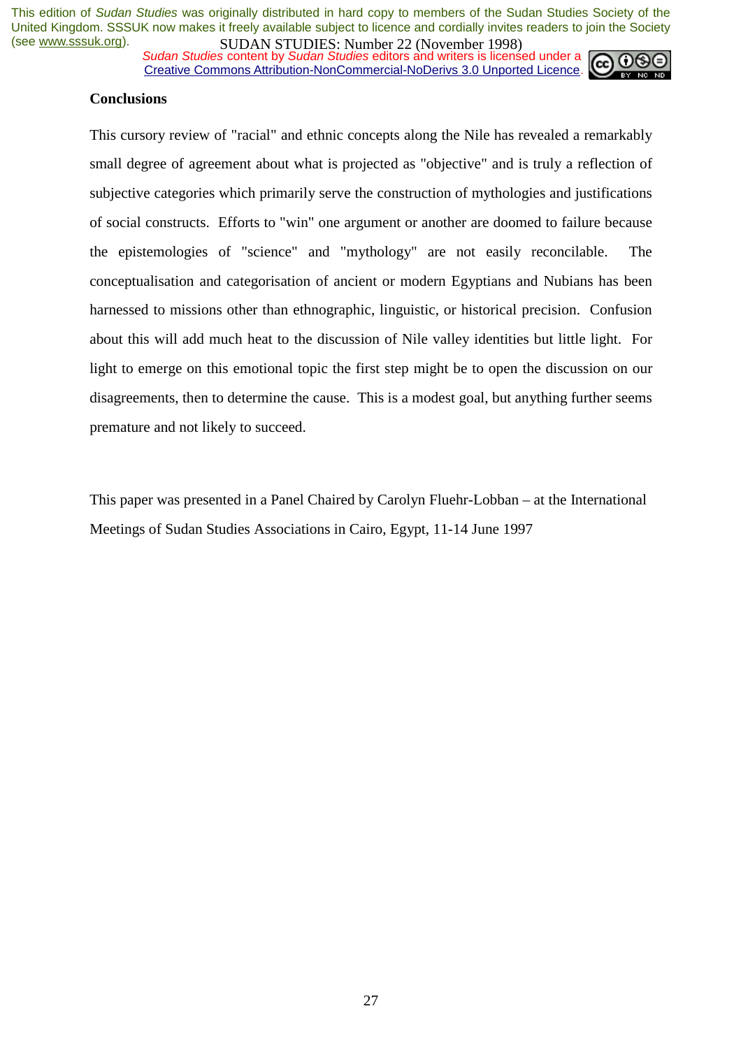**Conclusions**

This cursory review of "racial" and ethnic concepts along the Nile has revealed a remarkably small degree of agreement about what is projected as "objective" and is truly a reflection of subjective categories which primarily serve the construction of mythologies and justifications of social constructs. Efforts to "win" one argument or another are doomed to failure because the epistemologies of "science" and "mythology" are not easily reconcilable. The conceptualisation and categorisation of ancient or modern Egyptians and Nubians has been harnessed to missions other than ethnographic, linguistic, or historical precision. Confusion about this will add much heat to the discussion of Nile valley identities but little light. For light to emerge on this emotional topic the first step might be to open the discussion on our disagreements, then to determine the cause. This is a modest goal, but anything further seems premature and not likely to succeed.

This paper was presented in a Panel Chaired by Carolyn Fluehr-Lobban – at the International Meetings of Sudan Studies Associations in Cairo, Egypt, 11-14 June 1997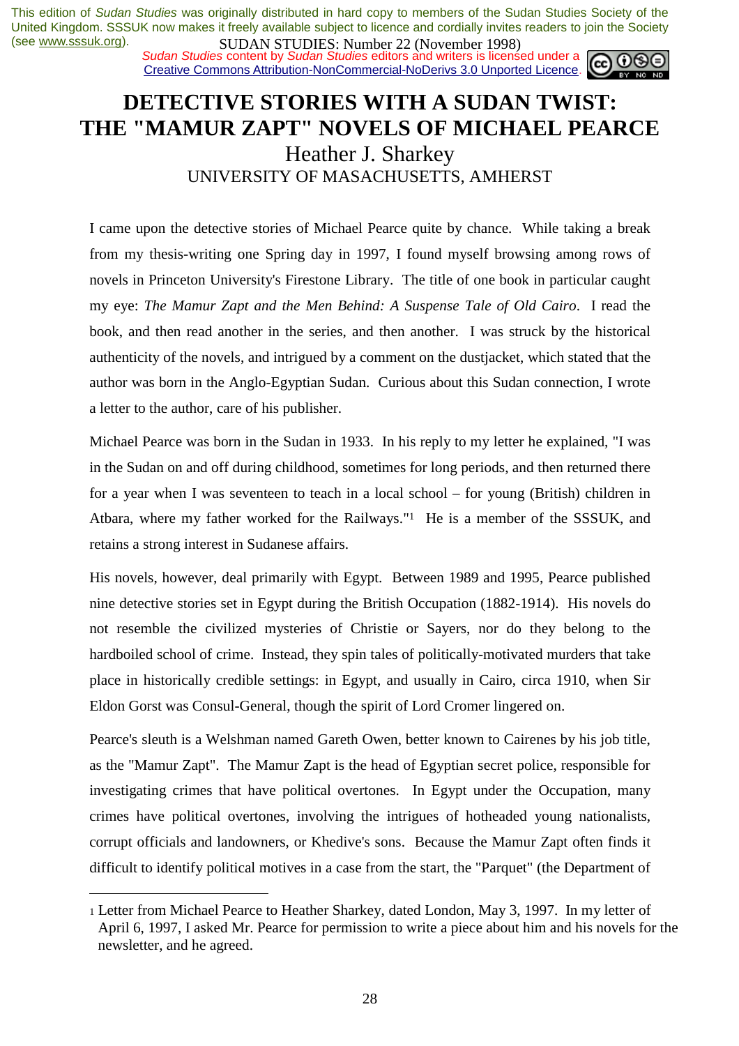This edition of *Sudan Studies* was originally distributed in hard copy to members of the Sudan Studies Society of the United Kingdom. SSSUK now makes it freely available subject to licence and cordially invites readers to join the Society (see www.sssuk.org).

SUDAN STUDIES: Number 22 (November 1998)

*Sudan Studies* content by *Sudan Studies* editors and writers is licensed under a Creative Commons Attribution-NonCommercial-NoDerivs 3.0 Unported Licence.

# DETECTIVE STORIES WITH A SUDAN TWIST: THE "MAMUR ZAPT" NOVELS OF MICHAEL PEARCE

Heather J. Sharkey

UNIVERSITY OF MASACHUSETTS, AMHERST

I came upon the detective stories of Michael Pearce quite by chance. While taking a break from my thesis-writing one Spring day in 1997, I found myself browsing among rows of novels in Princeton University's Firestone Library. The title of one book in particular caught my eye: *The Mamur Zapt and the Men Behind: A Suspense Tale of Old Cairo*. I read the book, and then read another in the series, and then another. I was struck by the historical authenticity of the novels, and intrigued by a comment on the dustjacket, which stated that the author was born in the Anglo-Egyptian Sudan. Curious about this Sudan connection, I wrote a letter to the author, care of his publisher.

Michael Pearce was born in the Sudan in 1933. In his reply to my letter he explained, "I was in the Sudan on and off during childhood, sometimes for long periods, and then returned there for a year when I was seventeen to teach in a local school – for young (British) children in Atbara, where my father worked for the Railways."[1] He is a member of the SSSUK, and retains a strong interest in Sudanese affairs.

His novels, however, deal primarily with Egypt. Between 1989 and 1995, Pearce published nine detective stories set in Egypt during the British Occupation (1882-1914). His novels do not resemble the civilized mysteries of Christie or Sayers, nor do they belong to the hardboiled school of crime. Instead, they spin tales of politically-motivated murders that take place in historically credible settings: in Egypt, and usually in Cairo, circa 1910, when Sir Eldon Gorst was Consul-General, though the spirit of Lord Cromer lingered on.

Pearce's sleuth is a Welshman named Gareth Owen, better known to Cairenes by his job title, as the "Mamur Zapt". The Mamur Zapt is the head of Egyptian secret police, responsible for investigating crimes that have political overtones. In Egypt under the Occupation, many crimes have political overtones, involving the intrigues of hotheaded young nationalists, corrupt officials and landowners, or Khedive's sons. Because the Mamur Zapt often finds it difficult to identify political motives in a case from the start, the "Parquet" (the Department of

---

[1] Letter from Michael Pearce to Heather Sharkey, dated London, May 3, 1997. In my letter of April 6, 1997, I asked Mr. Pearce for permission to write a piece about him and his novels for the newsletter, and he agreed.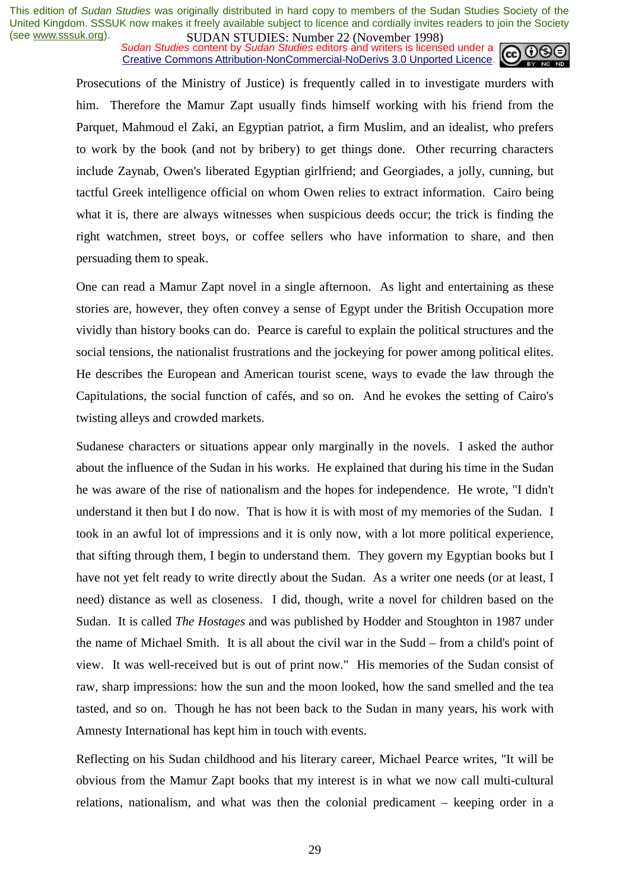Prosecutions of the Ministry of Justice) is frequently called in to investigate murders with him. Therefore the Mamur Zapt usually finds himself working with his friend from the Parquet, Mahmoud el Zaki, an Egyptian patriot, a firm Muslim, and an idealist, who prefers to work by the book (and not by bribery) to get things done. Other recurring characters include Zaynab, Owen's liberated Egyptian girlfriend; and Georgiades, a jolly, cunning, but tactful Greek intelligence official on whom Owen relies to extract information. Cairo being what it is, there are always witnesses when suspicious deeds occur; the trick is finding the right watchmen, street boys, or coffee sellers who have information to share, and then persuading them to speak.

One can read a Mamur Zapt novel in a single afternoon. As light and entertaining as these stories are, however, they often convey a sense of Egypt under the British Occupation more vividly than history books can do. Pearce is careful to explain the political structures and the social tensions, the nationalist frustrations and the jockeying for power among political elites. He describes the European and American tourist scene, ways to evade the law through the Capitulations, the social function of cafés, and so on. And he evokes the setting of Cairo's twisting alleys and crowded markets.

Sudanese characters or situations appear only marginally in the novels. I asked the author about the influence of the Sudan in his works. He explained that during his time in the Sudan he was aware of the rise of nationalism and the hopes for independence. He wrote, "I didn't understand it then but I do now. That is how it is with most of my memories of the Sudan. I took in an awful lot of impressions and it is only now, with a lot more political experience, that sifting through them, I begin to understand them. They govern my Egyptian books but I have not yet felt ready to write directly about the Sudan. As a writer one needs (or at least, I need) distance as well as closeness. I did, though, write a novel for children based on the Sudan. It is called *The Hostages* and was published by Hodder and Stoughton in 1987 under the name of Michael Smith. It is all about the civil war in the Sudd – from a child's point of view. It was well-received but is out of print now." His memories of the Sudan consist of raw, sharp impressions: how the sun and the moon looked, how the sand smelled and the tea tasted, and so on. Though he has not been back to the Sudan in many years, his work with Amnesty International has kept him in touch with events.

Reflecting on his Sudan childhood and his literary career, Michael Pearce writes, "It will be obvious from the Mamur Zapt books that my interest is in what we now call multi-cultural relations, nationalism, and what was then the colonial predicament – keeping order in a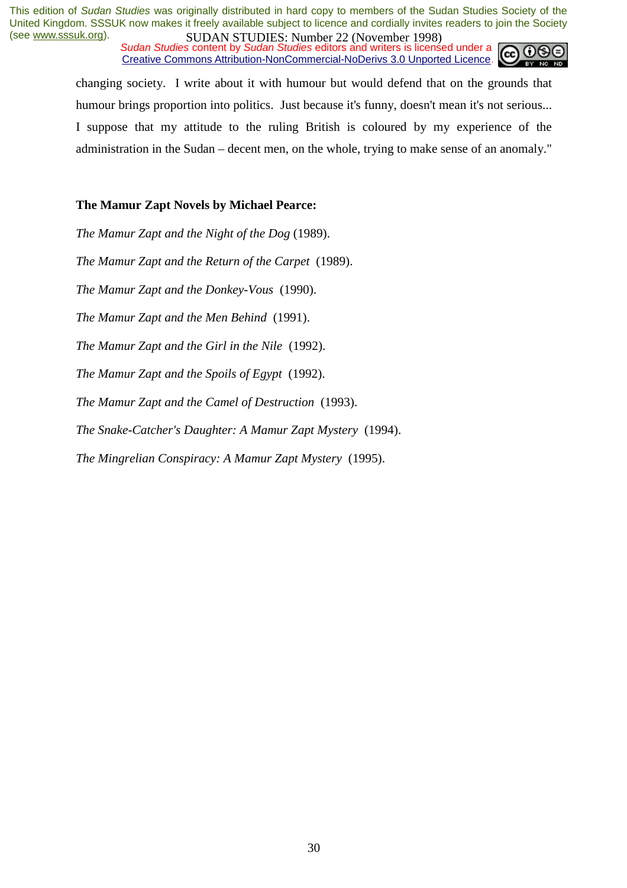changing society. I write about it with humour but would defend that on the grounds that humour brings proportion into politics. Just because it's funny, doesn't mean it's not serious... I suppose that my attitude to the ruling British is coloured by my experience of the administration in the Sudan – decent men, on the whole, trying to make sense of an anomaly."

**The Mamur Zapt Novels by Michael Pearce:**

*The Mamur Zapt and the Night of the Dog* (1989).

*The Mamur Zapt and the Return of the Carpet* (1989).

*The Mamur Zapt and the Donkey-Vous* (1990).

*The Mamur Zapt and the Men Behind* (1991).

*The Mamur Zapt and the Girl in the Nile* (1992).

*The Mamur Zapt and the Spoils of Egypt* (1992).

*The Mamur Zapt and the Camel of Destruction* (1993).

*The Snake-Catcher's Daughter: A Mamur Zapt Mystery* (1994).

*The Mingrelian Conspiracy: A Mamur Zapt Mystery* (1995).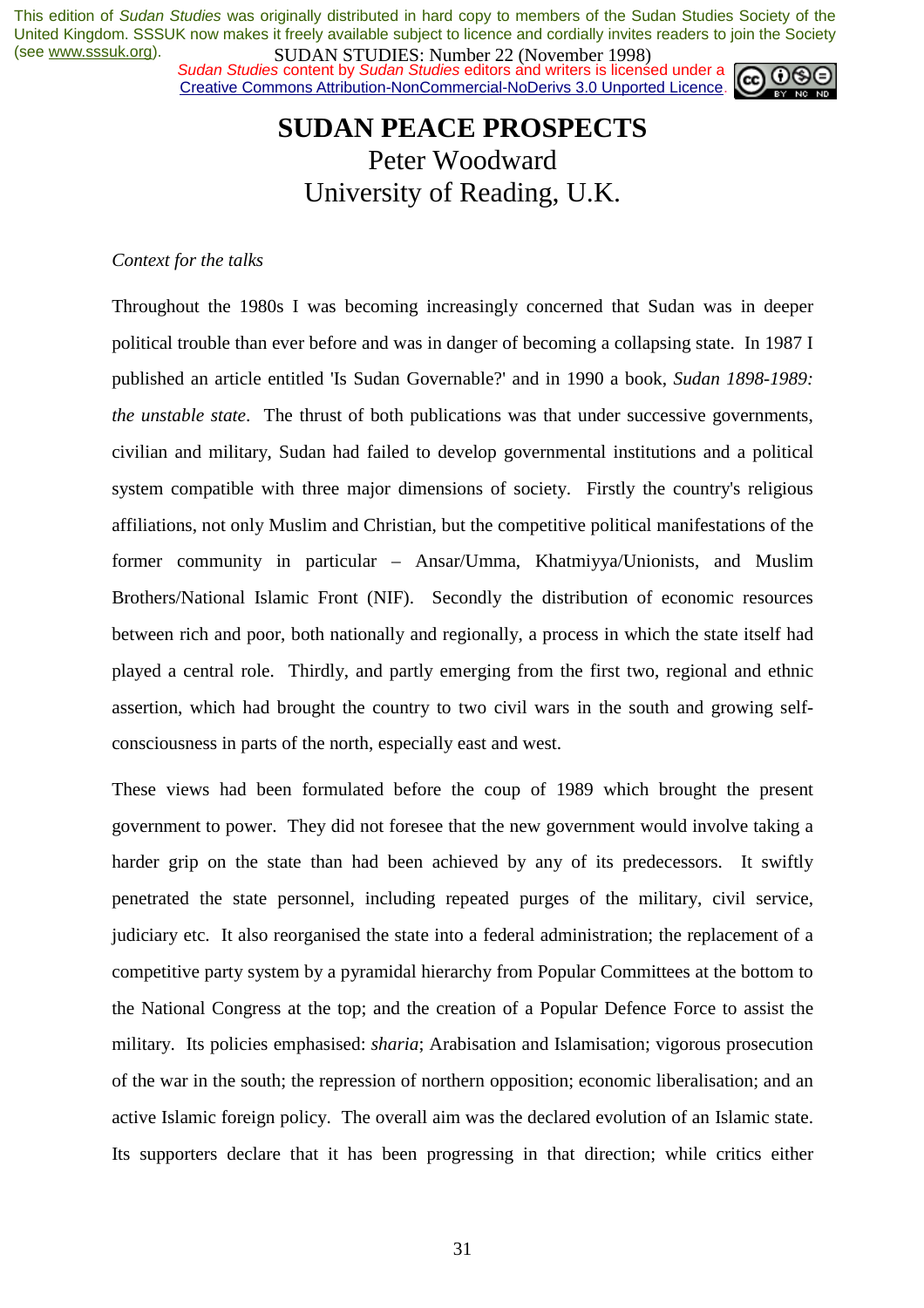# SUDAN PEACE PROSPECTS

Peter Woodward
University of Reading, U.K.

*Context for the talks*

Throughout the 1980s I was becoming increasingly concerned that Sudan was in deeper political trouble than ever before and was in danger of becoming a collapsing state. In 1987 I published an article entitled 'Is Sudan Governable?' and in 1990 a book, *Sudan 1898-1989: the unstable state*. The thrust of both publications was that under successive governments, civilian and military, Sudan had failed to develop governmental institutions and a political system compatible with three major dimensions of society. Firstly the country's religious affiliations, not only Muslim and Christian, but the competitive political manifestations of the former community in particular – Ansar/Umma, Khatmiyya/Unionists, and Muslim Brothers/National Islamic Front (NIF). Secondly the distribution of economic resources between rich and poor, both nationally and regionally, a process in which the state itself had played a central role. Thirdly, and partly emerging from the first two, regional and ethnic assertion, which had brought the country to two civil wars in the south and growing self-consciousness in parts of the north, especially east and west.

These views had been formulated before the coup of 1989 which brought the present government to power. They did not foresee that the new government would involve taking a harder grip on the state than had been achieved by any of its predecessors. It swiftly penetrated the state personnel, including repeated purges of the military, civil service, judiciary etc. It also reorganised the state into a federal administration; the replacement of a competitive party system by a pyramidal hierarchy from Popular Committees at the bottom to the National Congress at the top; and the creation of a Popular Defence Force to assist the military. Its policies emphasised: *sharia*; Arabisation and Islamisation; vigorous prosecution of the war in the south; the repression of northern opposition; economic liberalisation; and an active Islamic foreign policy. The overall aim was the declared evolution of an Islamic state. Its supporters declare that it has been progressing in that direction; while critics either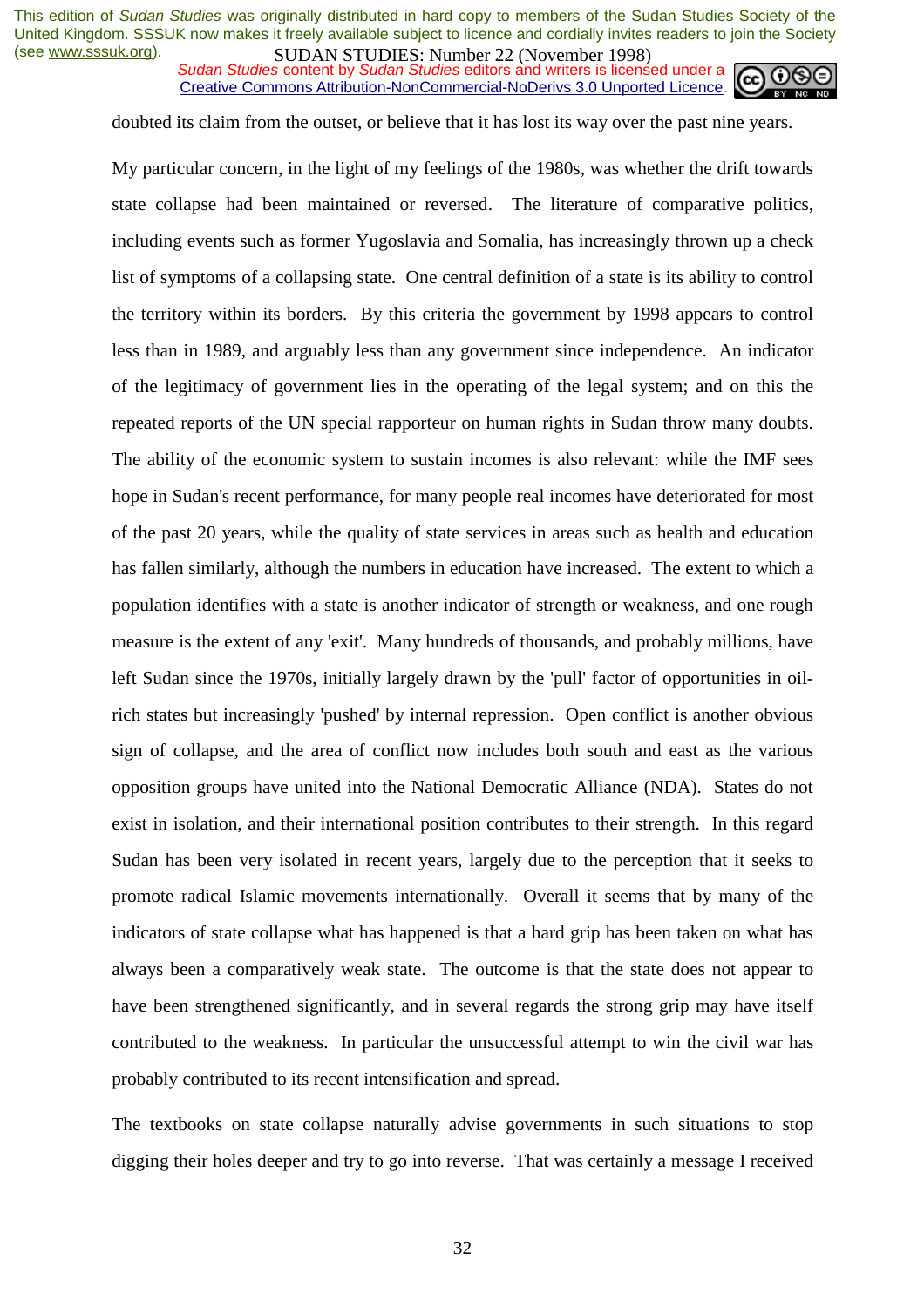doubted its claim from the outset, or believe that it has lost its way over the past nine years.

My particular concern, in the light of my feelings of the 1980s, was whether the drift towards state collapse had been maintained or reversed. The literature of comparative politics, including events such as former Yugoslavia and Somalia, has increasingly thrown up a check list of symptoms of a collapsing state. One central definition of a state is its ability to control the territory within its borders. By this criteria the government by 1998 appears to control less than in 1989, and arguably less than any government since independence. An indicator of the legitimacy of government lies in the operating of the legal system; and on this the repeated reports of the UN special rapporteur on human rights in Sudan throw many doubts. The ability of the economic system to sustain incomes is also relevant: while the IMF sees hope in Sudan's recent performance, for many people real incomes have deteriorated for most of the past 20 years, while the quality of state services in areas such as health and education has fallen similarly, although the numbers in education have increased. The extent to which a population identifies with a state is another indicator of strength or weakness, and one rough measure is the extent of any 'exit'. Many hundreds of thousands, and probably millions, have left Sudan since the 1970s, initially largely drawn by the 'pull' factor of opportunities in oil-rich states but increasingly 'pushed' by internal repression. Open conflict is another obvious sign of collapse, and the area of conflict now includes both south and east as the various opposition groups have united into the National Democratic Alliance (NDA). States do not exist in isolation, and their international position contributes to their strength. In this regard Sudan has been very isolated in recent years, largely due to the perception that it seeks to promote radical Islamic movements internationally. Overall it seems that by many of the indicators of state collapse what has happened is that a hard grip has been taken on what has always been a comparatively weak state. The outcome is that the state does not appear to have been strengthened significantly, and in several regards the strong grip may have itself contributed to the weakness. In particular the unsuccessful attempt to win the civil war has probably contributed to its recent intensification and spread.

The textbooks on state collapse naturally advise governments in such situations to stop digging their holes deeper and try to go into reverse. That was certainly a message I received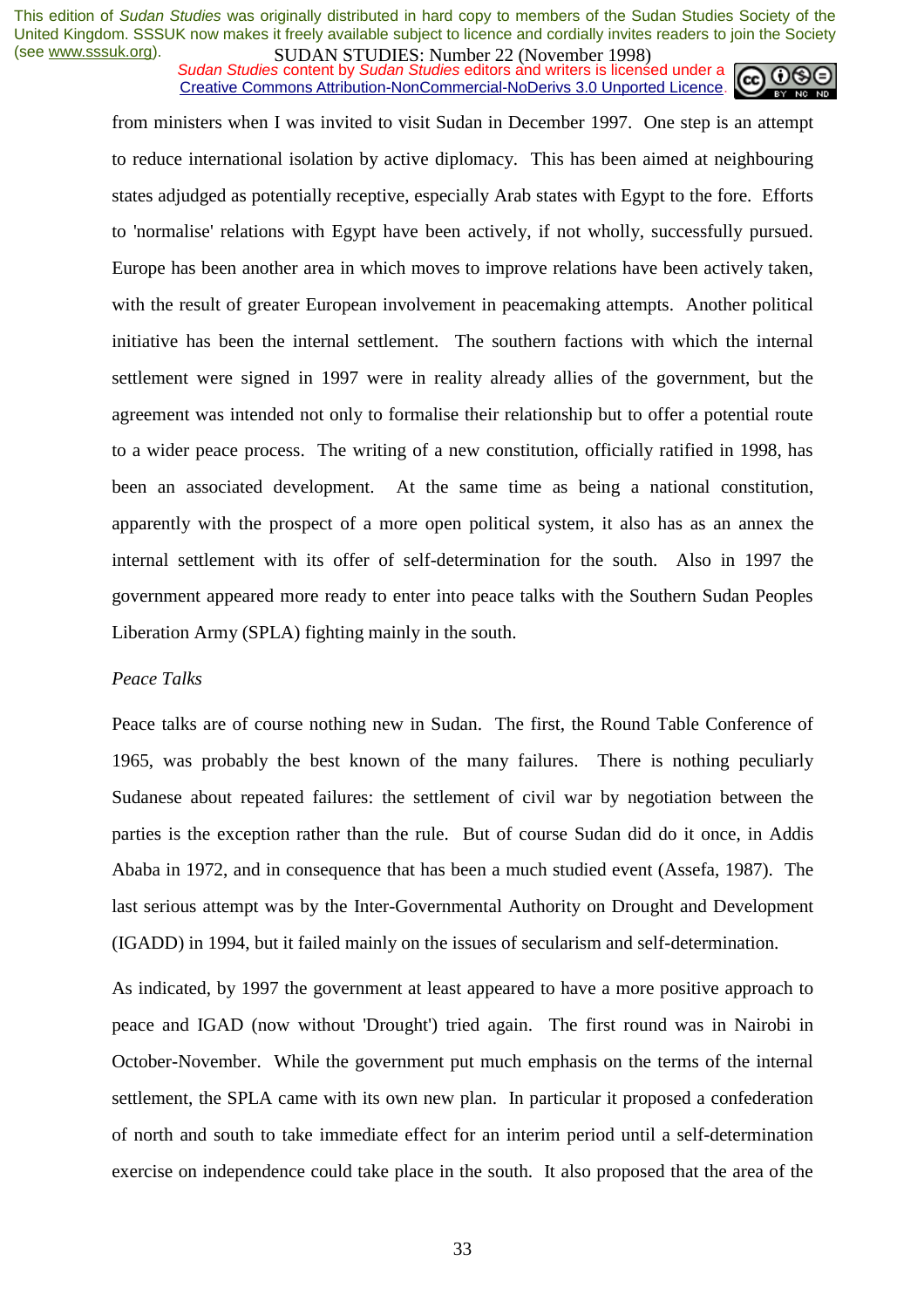from ministers when I was invited to visit Sudan in December 1997. One step is an attempt to reduce international isolation by active diplomacy. This has been aimed at neighbouring states adjudged as potentially receptive, especially Arab states with Egypt to the fore. Efforts to 'normalise' relations with Egypt have been actively, if not wholly, successfully pursued. Europe has been another area in which moves to improve relations have been actively taken, with the result of greater European involvement in peacemaking attempts. Another political initiative has been the internal settlement. The southern factions with which the internal settlement were signed in 1997 were in reality already allies of the government, but the agreement was intended not only to formalise their relationship but to offer a potential route to a wider peace process. The writing of a new constitution, officially ratified in 1998, has been an associated development. At the same time as being a national constitution, apparently with the prospect of a more open political system, it also has as an annex the internal settlement with its offer of self-determination for the south. Also in 1997 the government appeared more ready to enter into peace talks with the Southern Sudan Peoples Liberation Army (SPLA) fighting mainly in the south.

*Peace Talks*

Peace talks are of course nothing new in Sudan. The first, the Round Table Conference of 1965, was probably the best known of the many failures. There is nothing peculiarly Sudanese about repeated failures: the settlement of civil war by negotiation between the parties is the exception rather than the rule. But of course Sudan did do it once, in Addis Ababa in 1972, and in consequence that has been a much studied event (Assefa, 1987). The last serious attempt was by the Inter-Governmental Authority on Drought and Development (IGADD) in 1994, but it failed mainly on the issues of secularism and self-determination.

As indicated, by 1997 the government at least appeared to have a more positive approach to peace and IGAD (now without 'Drought') tried again. The first round was in Nairobi in October-November. While the government put much emphasis on the terms of the internal settlement, the SPLA came with its own new plan. In particular it proposed a confederation of north and south to take immediate effect for an interim period until a self-determination exercise on independence could take place in the south. It also proposed that the area of the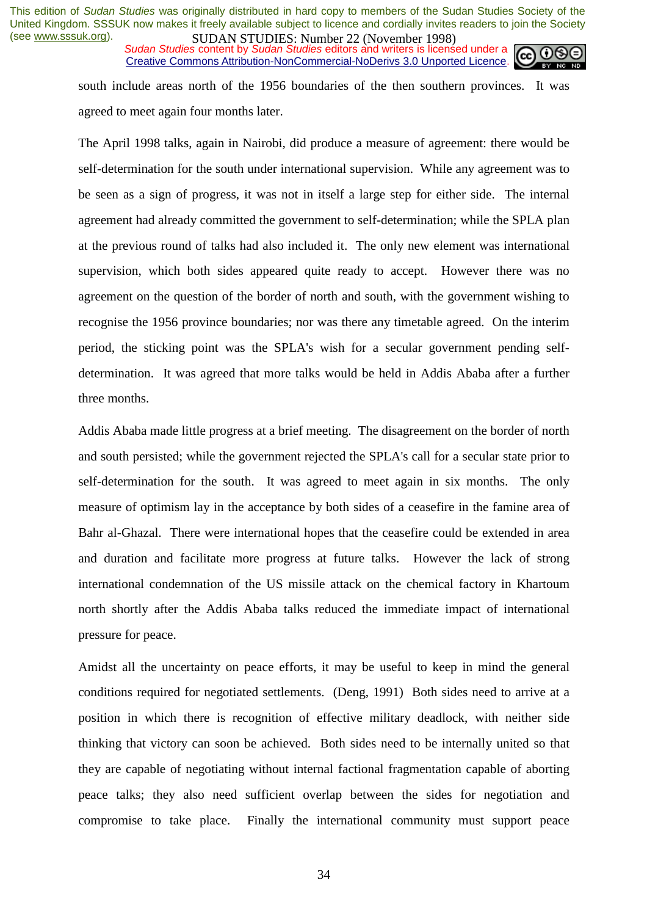south include areas north of the 1956 boundaries of the then southern provinces. It was agreed to meet again four months later.

The April 1998 talks, again in Nairobi, did produce a measure of agreement: there would be self-determination for the south under international supervision. While any agreement was to be seen as a sign of progress, it was not in itself a large step for either side. The internal agreement had already committed the government to self-determination; while the SPLA plan at the previous round of talks had also included it. The only new element was international supervision, which both sides appeared quite ready to accept. However there was no agreement on the question of the border of north and south, with the government wishing to recognise the 1956 province boundaries; nor was there any timetable agreed. On the interim period, the sticking point was the SPLA's wish for a secular government pending self-determination. It was agreed that more talks would be held in Addis Ababa after a further three months.

Addis Ababa made little progress at a brief meeting. The disagreement on the border of north and south persisted; while the government rejected the SPLA's call for a secular state prior to self-determination for the south. It was agreed to meet again in six months. The only measure of optimism lay in the acceptance by both sides of a ceasefire in the famine area of Bahr al-Ghazal. There were international hopes that the ceasefire could be extended in area and duration and facilitate more progress at future talks. However the lack of strong international condemnation of the US missile attack on the chemical factory in Khartoum north shortly after the Addis Ababa talks reduced the immediate impact of international pressure for peace.

Amidst all the uncertainty on peace efforts, it may be useful to keep in mind the general conditions required for negotiated settlements. (Deng, 1991) Both sides need to arrive at a position in which there is recognition of effective military deadlock, with neither side thinking that victory can soon be achieved. Both sides need to be internally united so that they are capable of negotiating without internal factional fragmentation capable of aborting peace talks; they also need sufficient overlap between the sides for negotiation and compromise to take place. Finally the international community must support peace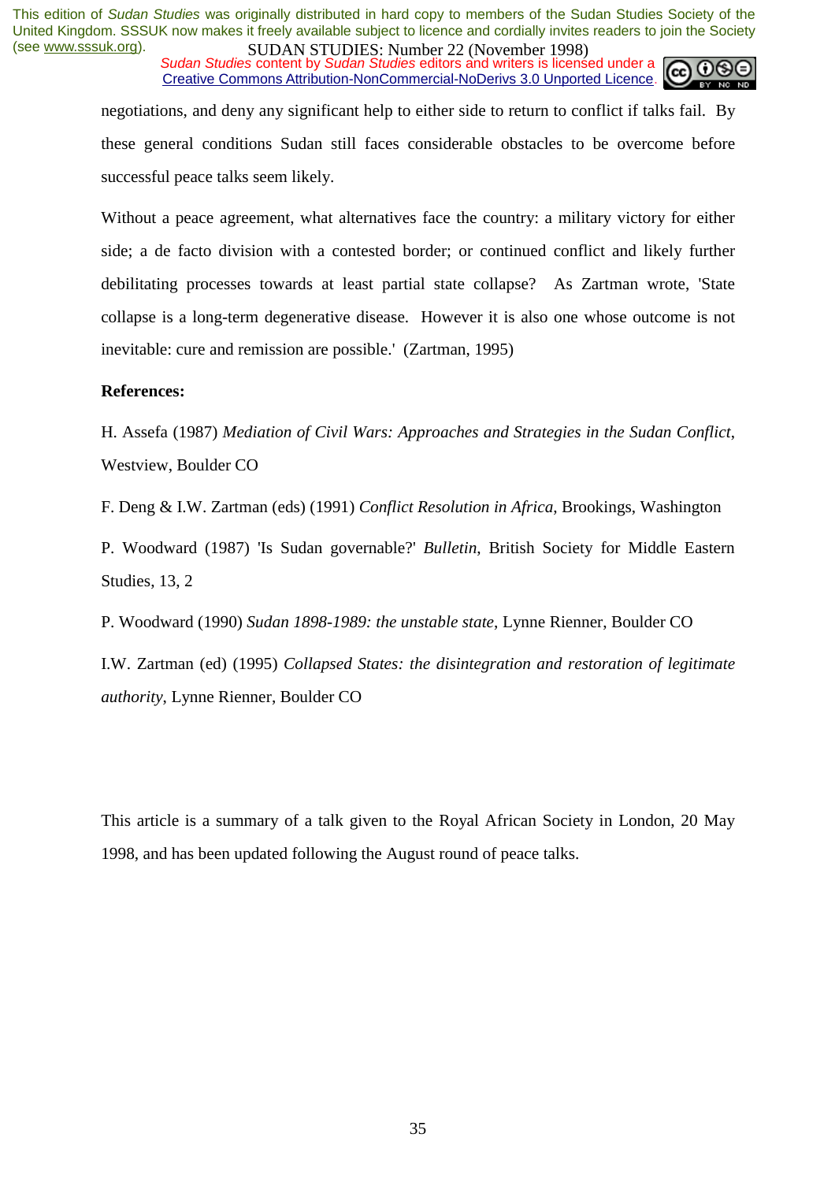negotiations, and deny any significant help to either side to return to conflict if talks fail. By these general conditions Sudan still faces considerable obstacles to be overcome before successful peace talks seem likely.

Without a peace agreement, what alternatives face the country: a military victory for either side; a de facto division with a contested border; or continued conflict and likely further debilitating processes towards at least partial state collapse? As Zartman wrote, 'State collapse is a long-term degenerative disease. However it is also one whose outcome is not inevitable: cure and remission are possible.' (Zartman, 1995)

**References:**

H. Assefa (1987) *Mediation of Civil Wars: Approaches and Strategies in the Sudan Conflict*, Westview, Boulder CO

F. Deng & I.W. Zartman (eds) (1991) *Conflict Resolution in Africa*, Brookings, Washington

P. Woodward (1987) 'Is Sudan governable?' *Bulletin*, British Society for Middle Eastern Studies, 13, 2

P. Woodward (1990) *Sudan 1898-1989: the unstable state*, Lynne Rienner, Boulder CO

I.W. Zartman (ed) (1995) *Collapsed States: the disintegration and restoration of legitimate authority*, Lynne Rienner, Boulder CO

This article is a summary of a talk given to the Royal African Society in London, 20 May 1998, and has been updated following the August round of peace talks.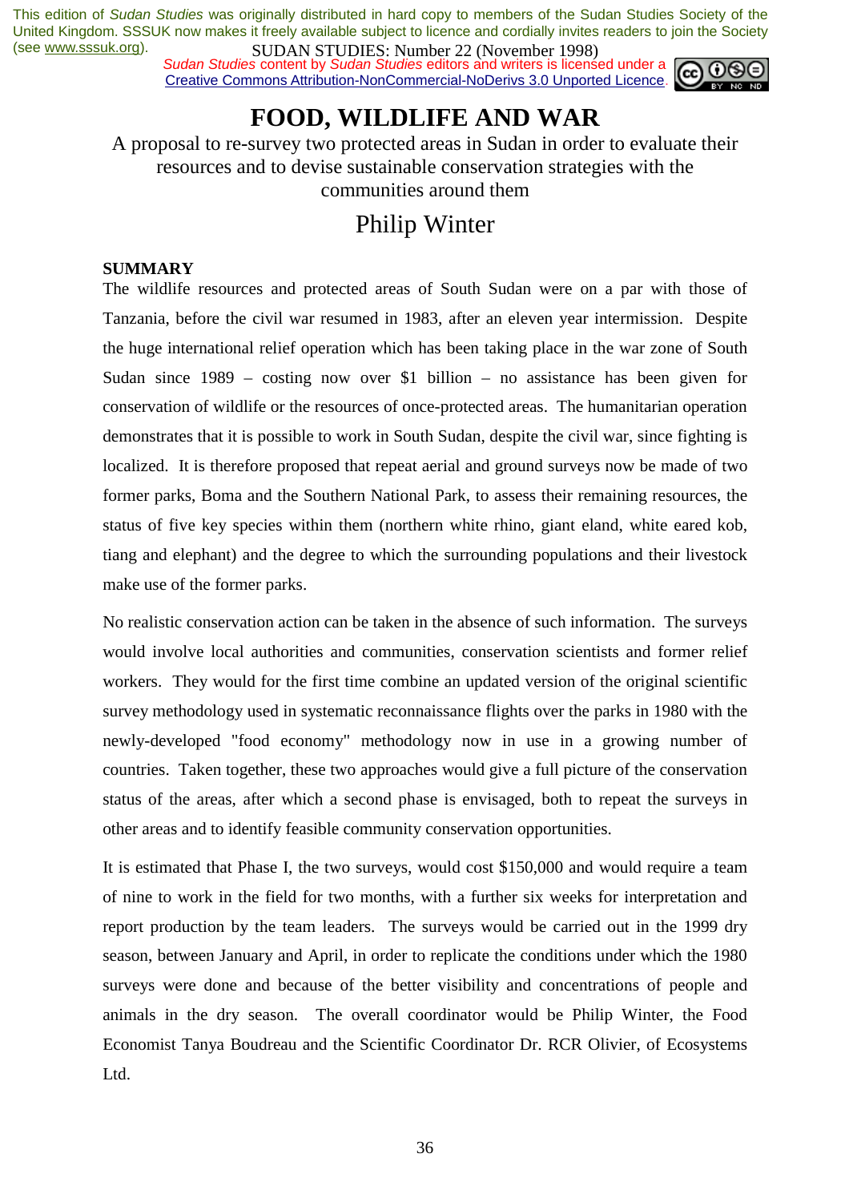# FOOD, WILDLIFE AND WAR

A proposal to re-survey two protected areas in Sudan in order to evaluate their resources and to devise sustainable conservation strategies with the communities around them

## Philip Winter

**SUMMARY**

The wildlife resources and protected areas of South Sudan were on a par with those of Tanzania, before the civil war resumed in 1983, after an eleven year intermission. Despite the huge international relief operation which has been taking place in the war zone of South Sudan since 1989 – costing now over $1 billion – no assistance has been given for conservation of wildlife or the resources of once-protected areas. The humanitarian operation demonstrates that it is possible to work in South Sudan, despite the civil war, since fighting is localized. It is therefore proposed that repeat aerial and ground surveys now be made of two former parks, Boma and the Southern National Park, to assess their remaining resources, the status of five key species within them (northern white rhino, giant eland, white eared kob, tiang and elephant) and the degree to which the surrounding populations and their livestock make use of the former parks.

No realistic conservation action can be taken in the absence of such information. The surveys would involve local authorities and communities, conservation scientists and former relief workers. They would for the first time combine an updated version of the original scientific survey methodology used in systematic reconnaissance flights over the parks in 1980 with the newly-developed "food economy" methodology now in use in a growing number of countries. Taken together, these two approaches would give a full picture of the conservation status of the areas, after which a second phase is envisaged, both to repeat the surveys in other areas and to identify feasible community conservation opportunities.

It is estimated that Phase I, the two surveys, would cost $150,000 and would require a team of nine to work in the field for two months, with a further six weeks for interpretation and report production by the team leaders. The surveys would be carried out in the 1999 dry season, between January and April, in order to replicate the conditions under which the 1980 surveys were done and because of the better visibility and concentrations of people and animals in the dry season. The overall coordinator would be Philip Winter, the Food Economist Tanya Boudreau and the Scientific Coordinator Dr. RCR Olivier, of Ecosystems Ltd.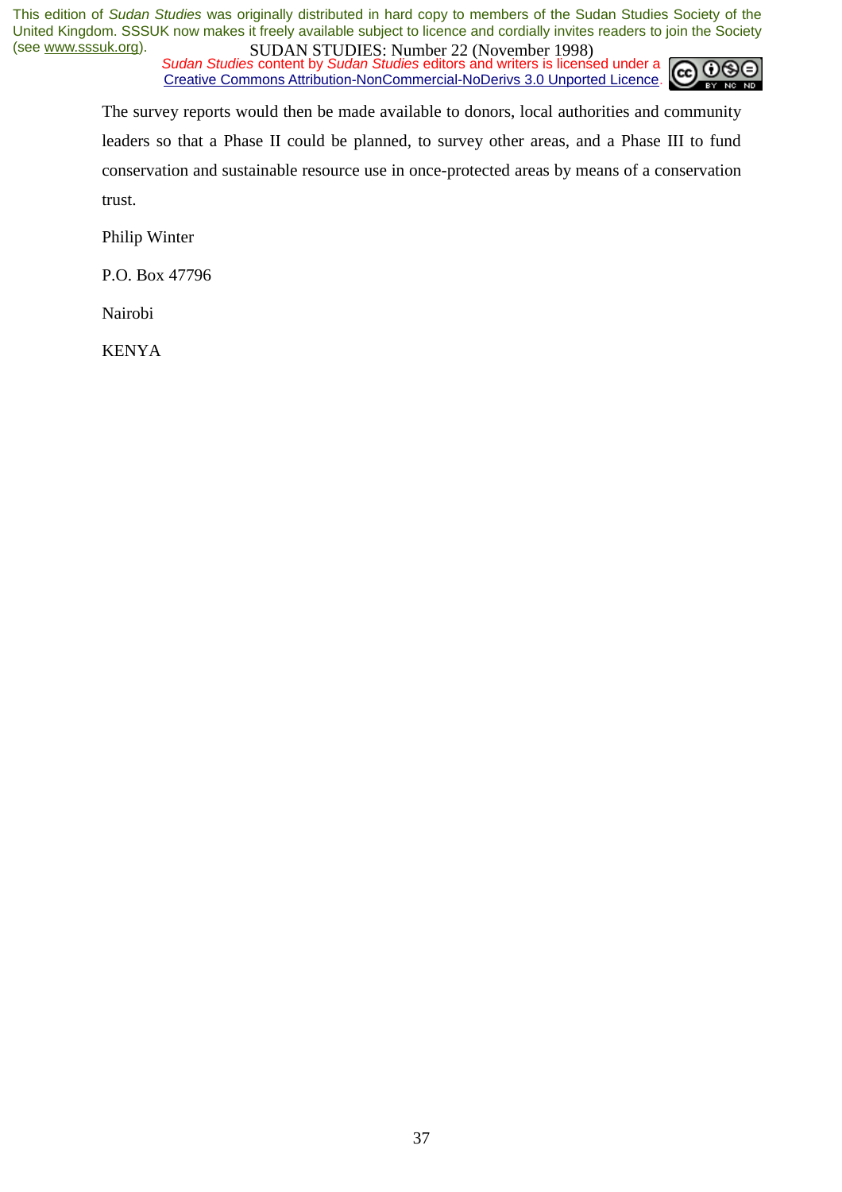The survey reports would then be made available to donors, local authorities and community leaders so that a Phase II could be planned, to survey other areas, and a Phase III to fund conservation and sustainable resource use in once-protected areas by means of a conservation trust.

Philip Winter

P.O. Box 47796

Nairobi

KENYA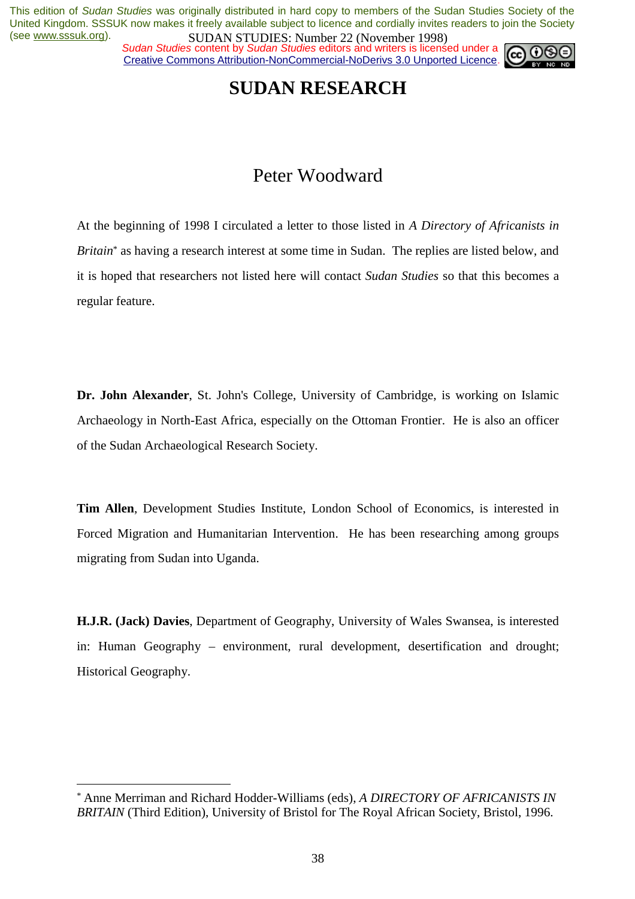# SUDAN RESEARCH

## Peter Woodward

At the beginning of 1998 I circulated a letter to those listed in *A Directory of Africanists in Britain*[*] as having a research interest at some time in Sudan. The replies are listed below, and it is hoped that researchers not listed here will contact *Sudan Studies* so that this becomes a regular feature.

**Dr. John Alexander**, St. John's College, University of Cambridge, is working on Islamic Archaeology in North-East Africa, especially on the Ottoman Frontier. He is also an officer of the Sudan Archaeological Research Society.

**Tim Allen**, Development Studies Institute, London School of Economics, is interested in Forced Migration and Humanitarian Intervention. He has been researching among groups migrating from Sudan into Uganda.

**H.J.R. (Jack) Davies**, Department of Geography, University of Wales Swansea, is interested in: Human Geography – environment, rural development, desertification and drought; Historical Geography.

---

[*] Anne Merriman and Richard Hodder-Williams (eds), *A DIRECTORY OF AFRICANISTS IN BRITAIN* (Third Edition), University of Bristol for The Royal African Society, Bristol, 1996.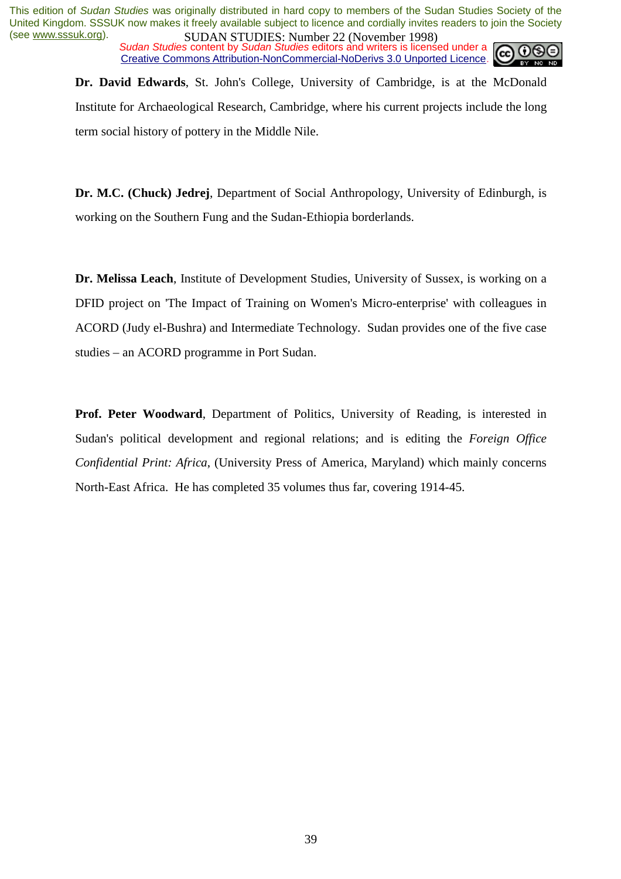**Dr. David Edwards**, St. John's College, University of Cambridge, is at the McDonald Institute for Archaeological Research, Cambridge, where his current projects include the long term social history of pottery in the Middle Nile.

**Dr. M.C. (Chuck) Jedrej**, Department of Social Anthropology, University of Edinburgh, is working on the Southern Fung and the Sudan-Ethiopia borderlands.

**Dr. Melissa Leach**, Institute of Development Studies, University of Sussex, is working on a DFID project on 'The Impact of Training on Women's Micro-enterprise' with colleagues in ACORD (Judy el-Bushra) and Intermediate Technology. Sudan provides one of the five case studies – an ACORD programme in Port Sudan.

**Prof. Peter Woodward**, Department of Politics, University of Reading, is interested in Sudan's political development and regional relations; and is editing the *Foreign Office Confidential Print: Africa*, (University Press of America, Maryland) which mainly concerns North-East Africa. He has completed 35 volumes thus far, covering 1914-45.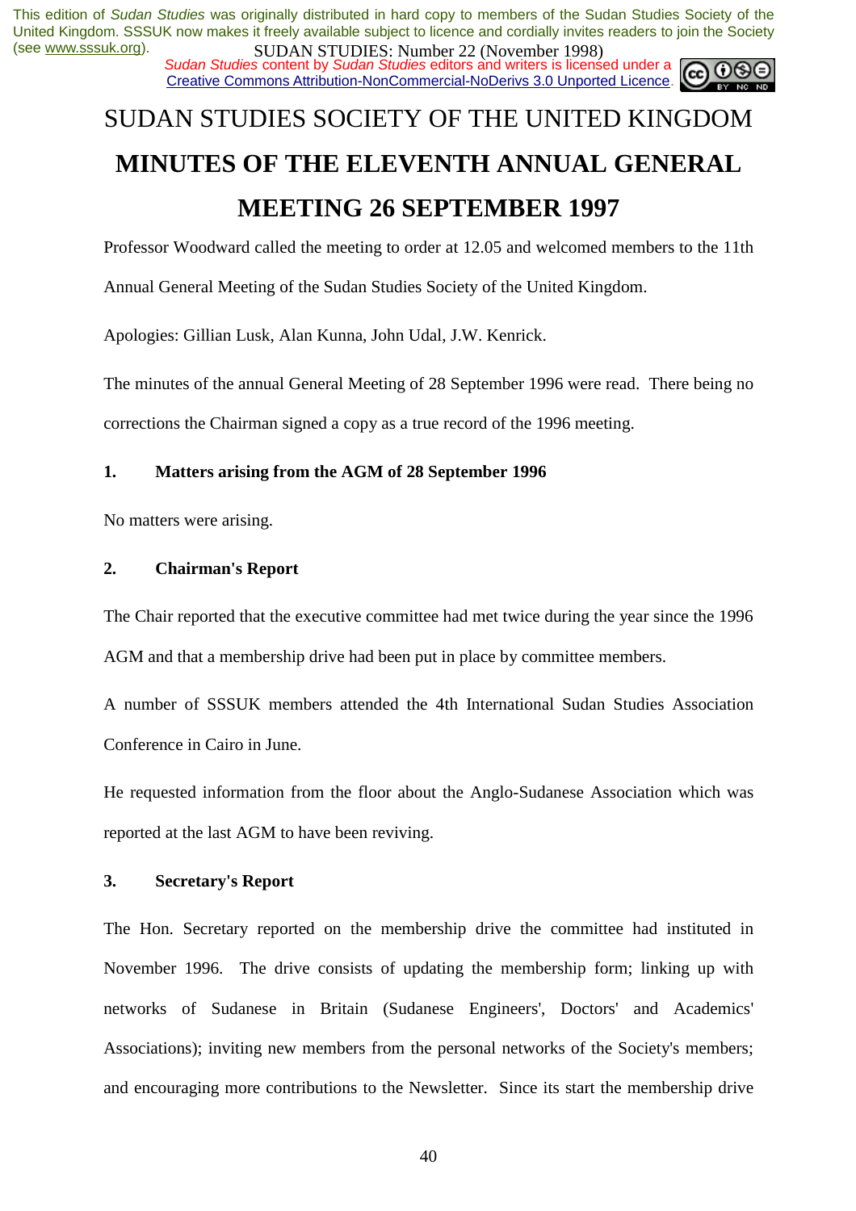# SUDAN STUDIES SOCIETY OF THE UNITED KINGDOM

# MINUTES OF THE ELEVENTH ANNUAL GENERAL MEETING 26 SEPTEMBER 1997

Professor Woodward called the meeting to order at 12.05 and welcomed members to the 11th Annual General Meeting of the Sudan Studies Society of the United Kingdom.

Apologies: Gillian Lusk, Alan Kunna, John Udal, J.W. Kenrick.

The minutes of the annual General Meeting of 28 September 1996 were read. There being no corrections the Chairman signed a copy as a true record of the 1996 meeting.

**1. Matters arising from the AGM of 28 September 1996**

No matters were arising.

**2. Chairman's Report**

The Chair reported that the executive committee had met twice during the year since the 1996 AGM and that a membership drive had been put in place by committee members.

A number of SSSUK members attended the 4th International Sudan Studies Association Conference in Cairo in June.

He requested information from the floor about the Anglo-Sudanese Association which was reported at the last AGM to have been reviving.

**3. Secretary's Report**

The Hon. Secretary reported on the membership drive the committee had instituted in November 1996. The drive consists of updating the membership form; linking up with networks of Sudanese in Britain (Sudanese Engineers', Doctors' and Academics' Associations); inviting new members from the personal networks of the Society's members; and encouraging more contributions to the Newsletter. Since its start the membership drive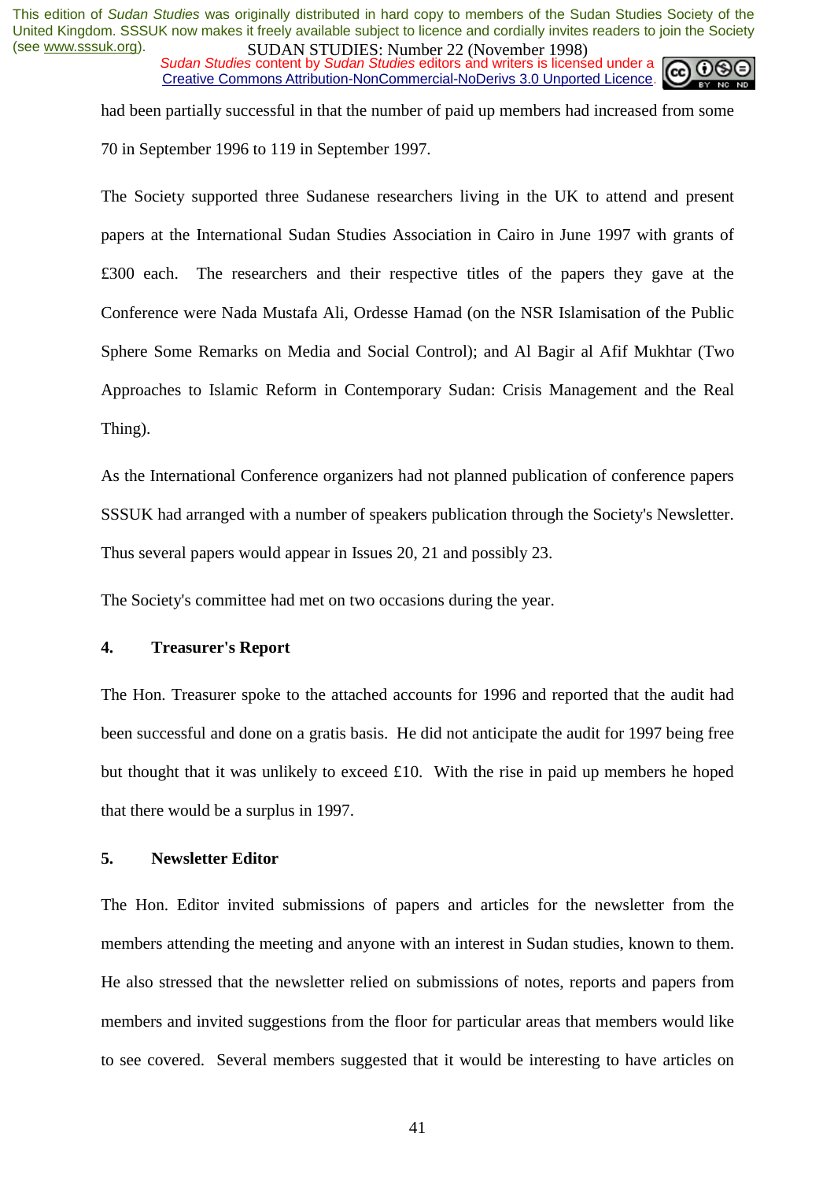had been partially successful in that the number of paid up members had increased from some 70 in September 1996 to 119 in September 1997.

The Society supported three Sudanese researchers living in the UK to attend and present papers at the International Sudan Studies Association in Cairo in June 1997 with grants of £300 each. The researchers and their respective titles of the papers they gave at the Conference were Nada Mustafa Ali, Ordesse Hamad (on the NSR Islamisation of the Public Sphere Some Remarks on Media and Social Control); and Al Bagir al Afif Mukhtar (Two Approaches to Islamic Reform in Contemporary Sudan: Crisis Management and the Real Thing).

As the International Conference organizers had not planned publication of conference papers SSSUK had arranged with a number of speakers publication through the Society's Newsletter. Thus several papers would appear in Issues 20, 21 and possibly 23.

The Society's committee had met on two occasions during the year.

**4. Treasurer's Report**

The Hon. Treasurer spoke to the attached accounts for 1996 and reported that the audit had been successful and done on a gratis basis. He did not anticipate the audit for 1997 being free but thought that it was unlikely to exceed £10. With the rise in paid up members he hoped that there would be a surplus in 1997.

**5. Newsletter Editor**

The Hon. Editor invited submissions of papers and articles for the newsletter from the members attending the meeting and anyone with an interest in Sudan studies, known to them. He also stressed that the newsletter relied on submissions of notes, reports and papers from members and invited suggestions from the floor for particular areas that members would like to see covered. Several members suggested that it would be interesting to have articles on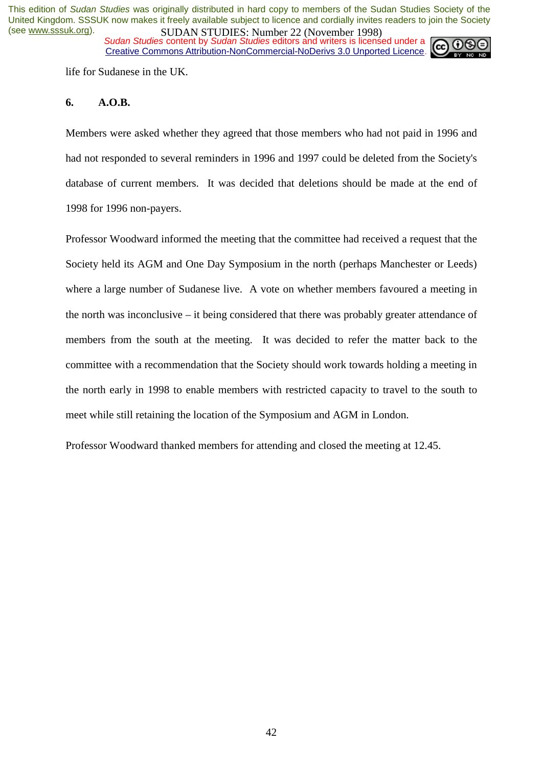life for Sudanese in the UK.

**6. A.O.B.**

Members were asked whether they agreed that those members who had not paid in 1996 and had not responded to several reminders in 1996 and 1997 could be deleted from the Society's database of current members. It was decided that deletions should be made at the end of 1998 for 1996 non-payers.

Professor Woodward informed the meeting that the committee had received a request that the Society held its AGM and One Day Symposium in the north (perhaps Manchester or Leeds) where a large number of Sudanese live. A vote on whether members favoured a meeting in the north was inconclusive – it being considered that there was probably greater attendance of members from the south at the meeting. It was decided to refer the matter back to the committee with a recommendation that the Society should work towards holding a meeting in the north early in 1998 to enable members with restricted capacity to travel to the south to meet while still retaining the location of the Symposium and AGM in London.

Professor Woodward thanked members for attending and closed the meeting at 12.45.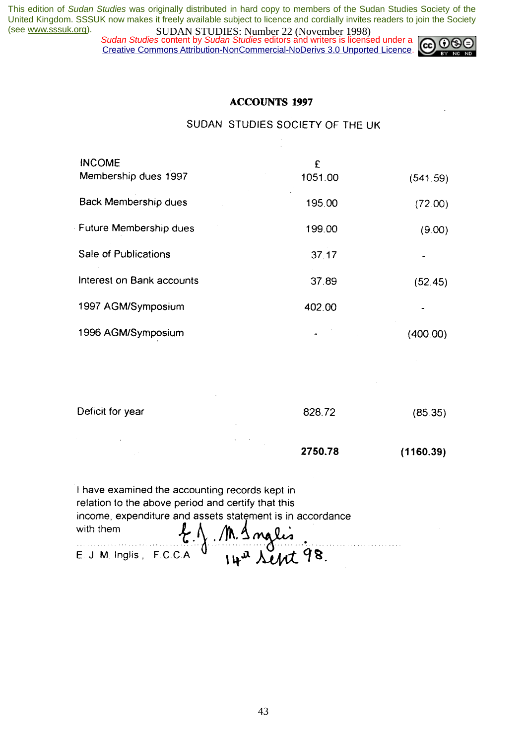This edition of *Sudan Studies* was originally distributed in hard copy to members of the Sudan Studies Society of the United Kingdom. SSSUK now makes it freely available subject to licence and cordially invites readers to join the Society (see www.sssuk.org).

SUDAN STUDIES: Number 22 (November 1998)

*Sudan Studies* content by *Sudan Studies* editors and writers is licensed under a Creative Commons Attribution-NonCommercial-NoDerivs 3.0 Unported Licence.

## ACCOUNTS 1997

### SUDAN STUDIES SOCIETY OF THE UK

| INCOME | £ | |
|---|---|---|
| Membership dues 1997 | 1051.00 | (541.59) |
| Back Membership dues | 195.00 | (72.00) |
| Future Membership dues | 199.00 | (9.00) |
| Sale of Publications | 37.17 | - |
| Interest on Bank accounts | 37.89 | (52.45) |
| 1997 AGM/Symposium | 402.00 | - |
| 1996 AGM/Symposium | - | (400.00) |
| Deficit for year | 828.72 | (85.35) |
| | **2750.78** | **(1160.39)** |

I have examined the accounting records kept in relation to the above period and certify that this income, expenditure and assets statement is in accordance with them

E. J. M. Inglis

E. J. M. Inglis., F.C.C.A 14th Sept 98.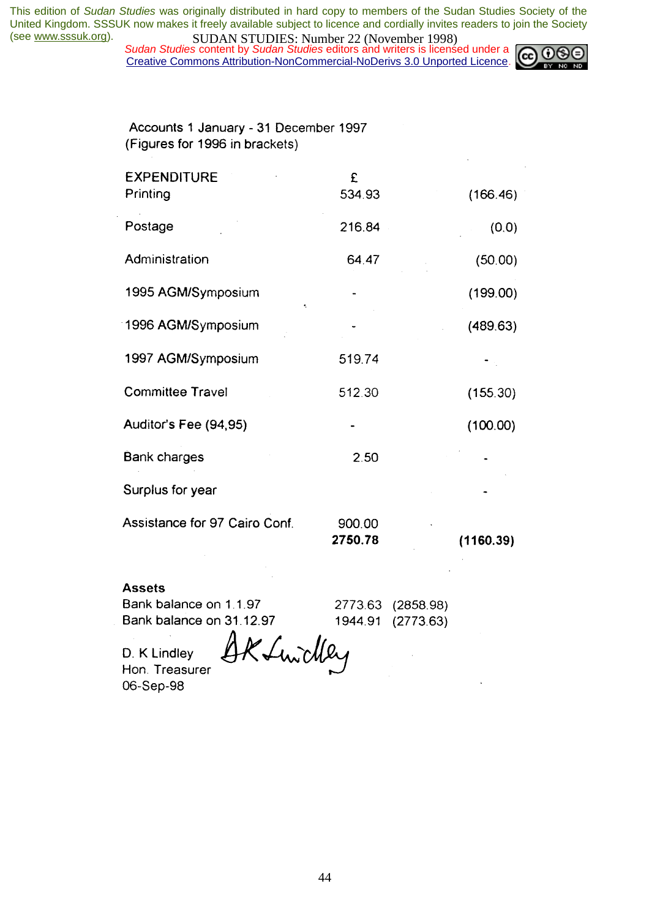Accounts 1 January - 31 December 1997
(Figures for 1996 in brackets)

| EXPENDITURE | £ | |
|---|---|---|
| Printing | 534.93 | (166.46) |
| Postage | 216.84 | (0.0) |
| Administration | 64.47 | (50.00) |
| 1995 AGM/Symposium | - | (199.00) |
| 1996 AGM/Symposium | - | (489.63) |
| 1997 AGM/Symposium | 519.74 | - |
| Committee Travel | 512.30 | (155.30) |
| Auditor's Fee (94,95) | - | (100.00) |
| Bank charges | 2.50 | - |
| Surplus for year | | - |
| Assistance for 97 Cairo Conf. | 900.00 | |
| | **2750.78** | **(1160.39)** |

**Assets**

| | | |
|---|---|---|
| Bank balance on 1.1.97 | 2773.63 | (2858.98) |
| Bank balance on 31.12.97 | 1944.91 | (2773.63) |

D. K Lindley
Hon. Treasurer
06-Sep-98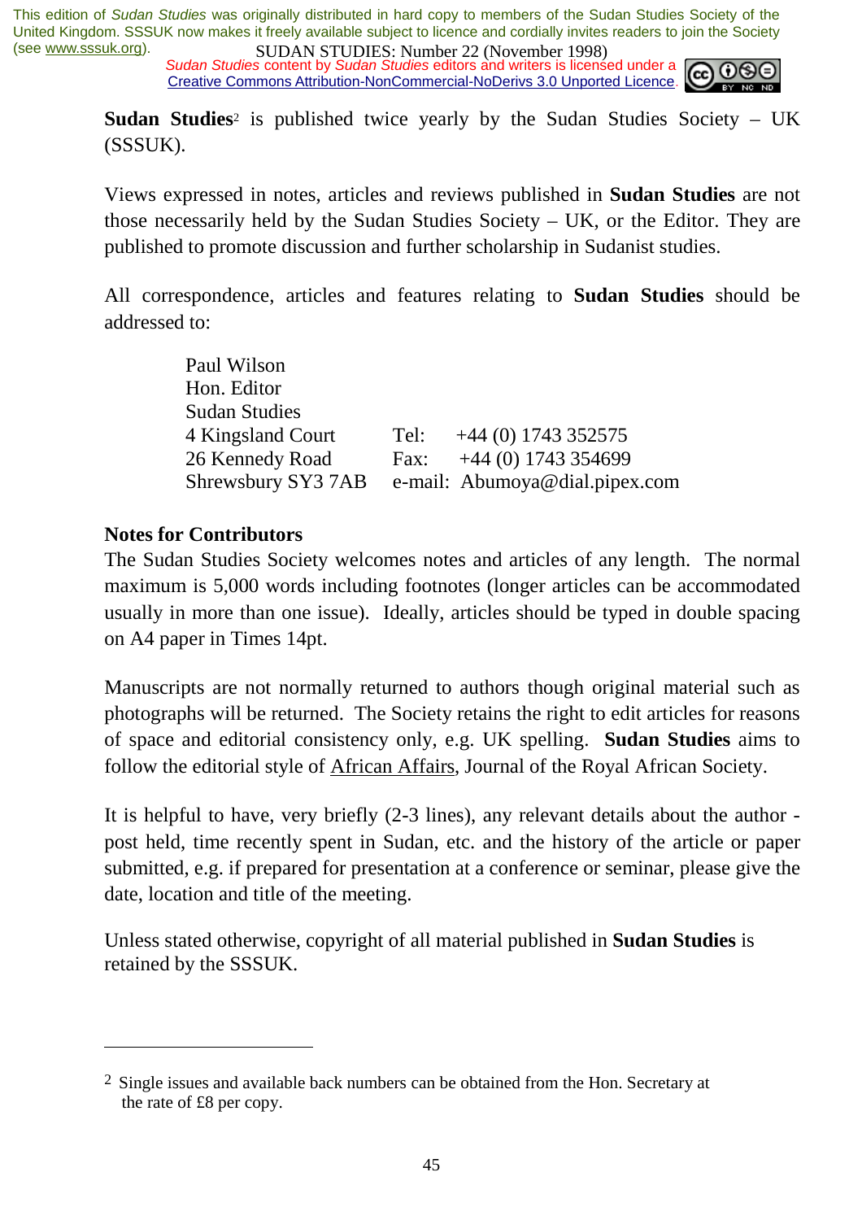**Sudan Studies**[2] is published twice yearly by the Sudan Studies Society – UK (SSSUK).

Views expressed in notes, articles and reviews published in **Sudan Studies** are not those necessarily held by the Sudan Studies Society – UK, or the Editor. They are published to promote discussion and further scholarship in Sudanist studies.

All correspondence, articles and features relating to **Sudan Studies** should be addressed to:

Paul Wilson
Hon. Editor
Sudan Studies
4 Kingsland Court
26 Kennedy Road
Shrewsbury SY3 7AB

Tel: +44 (0) 1743 352575
Fax: +44 (0) 1743 354699
e-mail: Abumoya@dial.pipex.com

**Notes for Contributors**

The Sudan Studies Society welcomes notes and articles of any length. The normal maximum is 5,000 words including footnotes (longer articles can be accommodated usually in more than one issue). Ideally, articles should be typed in double spacing on A4 paper in Times 14pt.

Manuscripts are not normally returned to authors though original material such as photographs will be returned. The Society retains the right to edit articles for reasons of space and editorial consistency only, e.g. UK spelling. **Sudan Studies** aims to follow the editorial style of African Affairs, Journal of the Royal African Society.

It is helpful to have, very briefly (2-3 lines), any relevant details about the author - post held, time recently spent in Sudan, etc. and the history of the article or paper submitted, e.g. if prepared for presentation at a conference or seminar, please give the date, location and title of the meeting.

Unless stated otherwise, copyright of all material published in **Sudan Studies** is retained by the SSSUK.

---

[2] Single issues and available back numbers can be obtained from the Hon. Secretary at the rate of £8 per copy.